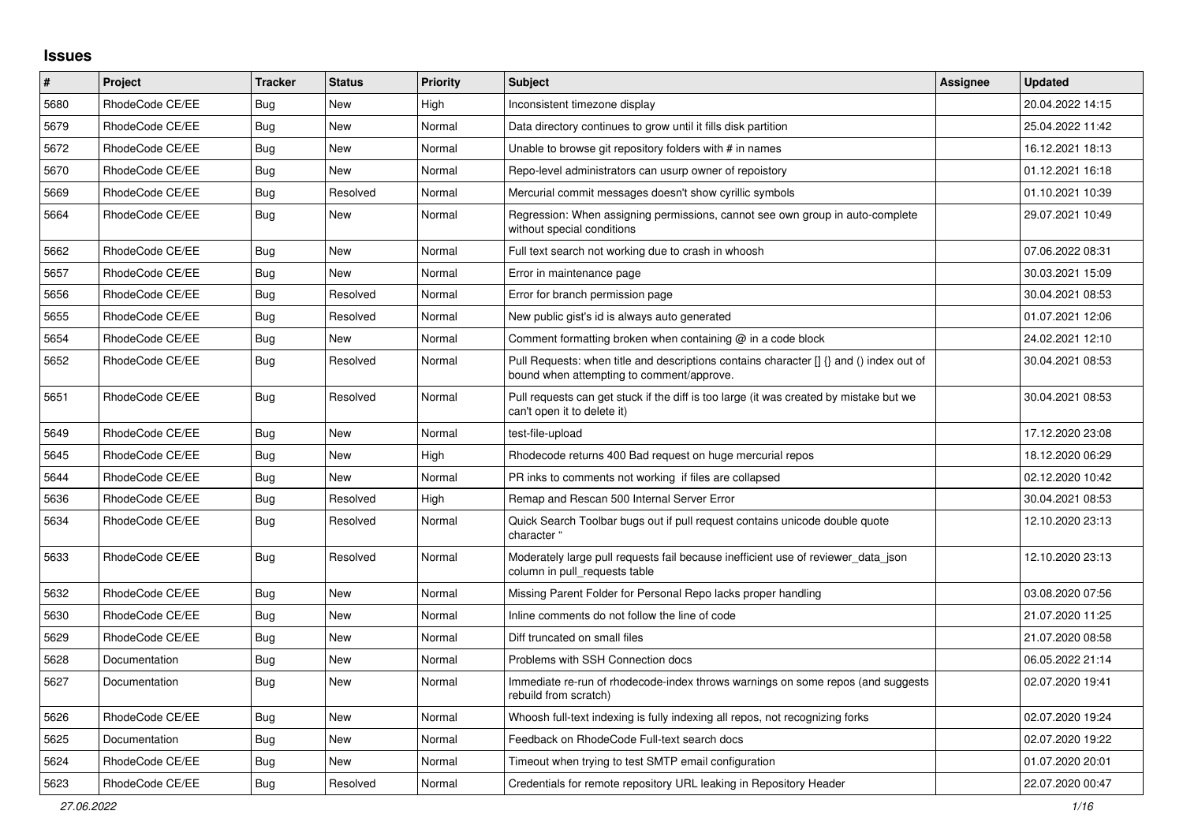## Issues

| # | Project | Tracker | Status | Priority | Subject | Assignee | Updated |
|---|---|---|---|---|---|---|---|
| 5680 | RhodeCode CE/EE | Bug | New | High | Inconsistent timezone display | | 20.04.2022 14:15 |
| 5679 | RhodeCode CE/EE | Bug | New | Normal | Data directory continues to grow until it fills disk partition | | 25.04.2022 11:42 |
| 5672 | RhodeCode CE/EE | Bug | New | Normal | Unable to browse git repository folders with # in names | | 16.12.2021 18:13 |
| 5670 | RhodeCode CE/EE | Bug | New | Normal | Repo-level administrators can usurp owner of repoistory | | 01.12.2021 16:18 |
| 5669 | RhodeCode CE/EE | Bug | Resolved | Normal | Mercurial commit messages doesn't show cyrillic symbols | | 01.10.2021 10:39 |
| 5664 | RhodeCode CE/EE | Bug | New | Normal | Regression: When assigning permissions, cannot see own group in auto-complete without special conditions | | 29.07.2021 10:49 |
| 5662 | RhodeCode CE/EE | Bug | New | Normal | Full text search not working due to crash in whoosh | | 07.06.2022 08:31 |
| 5657 | RhodeCode CE/EE | Bug | New | Normal | Error in maintenance page | | 30.03.2021 15:09 |
| 5656 | RhodeCode CE/EE | Bug | Resolved | Normal | Error for branch permission page | | 30.04.2021 08:53 |
| 5655 | RhodeCode CE/EE | Bug | Resolved | Normal | New public gist's id is always auto generated | | 01.07.2021 12:06 |
| 5654 | RhodeCode CE/EE | Bug | New | Normal | Comment formatting broken when containing @ in a code block | | 24.02.2021 12:10 |
| 5652 | RhodeCode CE/EE | Bug | Resolved | Normal | Pull Requests: when title and descriptions contains character [] {} and () index out of bound when attempting to comment/approve. | | 30.04.2021 08:53 |
| 5651 | RhodeCode CE/EE | Bug | Resolved | Normal | Pull requests can get stuck if the diff is too large (it was created by mistake but we can't open it to delete it) | | 30.04.2021 08:53 |
| 5649 | RhodeCode CE/EE | Bug | New | Normal | test-file-upload | | 17.12.2020 23:08 |
| 5645 | RhodeCode CE/EE | Bug | New | High | Rhodecode returns 400 Bad request on huge mercurial repos | | 18.12.2020 06:29 |
| 5644 | RhodeCode CE/EE | Bug | New | Normal | PR inks to comments not working if files are collapsed | | 02.12.2020 10:42 |
| 5636 | RhodeCode CE/EE | Bug | Resolved | High | Remap and Rescan 500 Internal Server Error | | 30.04.2021 08:53 |
| 5634 | RhodeCode CE/EE | Bug | Resolved | Normal | Quick Search Toolbar bugs out if pull request contains unicode double quote character " | | 12.10.2020 23:13 |
| 5633 | RhodeCode CE/EE | Bug | Resolved | Normal | Moderately large pull requests fail because inefficient use of reviewer_data_json column in pull_requests table | | 12.10.2020 23:13 |
| 5632 | RhodeCode CE/EE | Bug | New | Normal | Missing Parent Folder for Personal Repo lacks proper handling | | 03.08.2020 07:56 |
| 5630 | RhodeCode CE/EE | Bug | New | Normal | Inline comments do not follow the line of code | | 21.07.2020 11:25 |
| 5629 | RhodeCode CE/EE | Bug | New | Normal | Diff truncated on small files | | 21.07.2020 08:58 |
| 5628 | Documentation | Bug | New | Normal | Problems with SSH Connection docs | | 06.05.2022 21:14 |
| 5627 | Documentation | Bug | New | Normal | Immediate re-run of rhodecode-index throws warnings on some repos (and suggests rebuild from scratch) | | 02.07.2020 19:41 |
| 5626 | RhodeCode CE/EE | Bug | New | Normal | Whoosh full-text indexing is fully indexing all repos, not recognizing forks | | 02.07.2020 19:24 |
| 5625 | Documentation | Bug | New | Normal | Feedback on RhodeCode Full-text search docs | | 02.07.2020 19:22 |
| 5624 | RhodeCode CE/EE | Bug | New | Normal | Timeout when trying to test SMTP email configuration | | 01.07.2020 20:01 |
| 5623 | RhodeCode CE/EE | Bug | Resolved | Normal | Credentials for remote repository URL leaking in Repository Header | | 22.07.2020 00:47 |

*27.06.2022*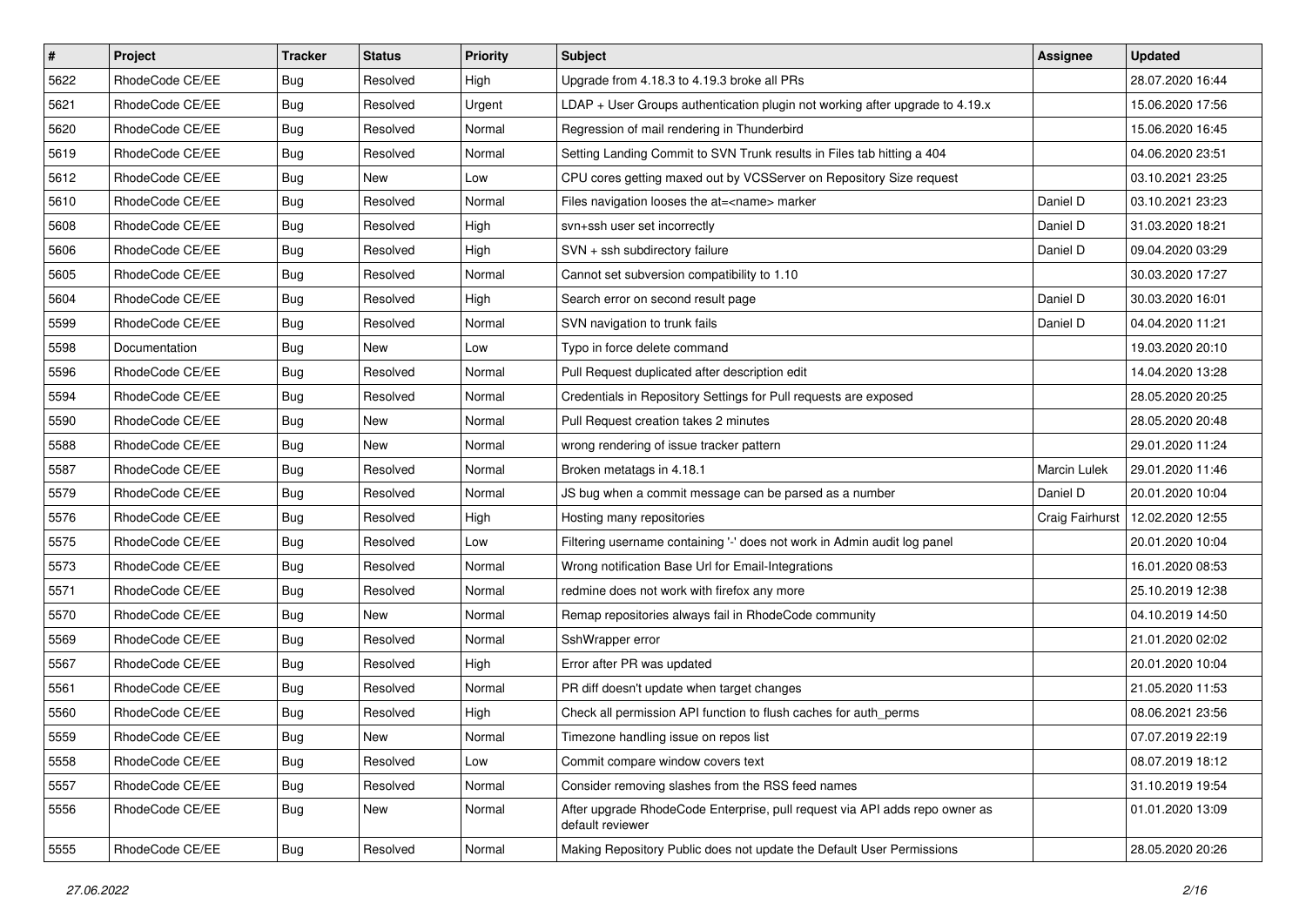| # | Project | Tracker | Status | Priority | Subject | Assignee | Updated |
|---|---|---|---|---|---|---|---|
| 5622 | RhodeCode CE/EE | Bug | Resolved | High | Upgrade from 4.18.3 to 4.19.3 broke all PRs | | 28.07.2020 16:44 |
| 5621 | RhodeCode CE/EE | Bug | Resolved | Urgent | LDAP + User Groups authentication plugin not working after upgrade to 4.19.x | | 15.06.2020 17:56 |
| 5620 | RhodeCode CE/EE | Bug | Resolved | Normal | Regression of mail rendering in Thunderbird | | 15.06.2020 16:45 |
| 5619 | RhodeCode CE/EE | Bug | Resolved | Normal | Setting Landing Commit to SVN Trunk results in Files tab hitting a 404 | | 04.06.2020 23:51 |
| 5612 | RhodeCode CE/EE | Bug | New | Low | CPU cores getting maxed out by VCSServer on Repository Size request | | 03.10.2021 23:25 |
| 5610 | RhodeCode CE/EE | Bug | Resolved | Normal | Files navigation looses the at=<name> marker | Daniel D | 03.10.2021 23:23 |
| 5608 | RhodeCode CE/EE | Bug | Resolved | High | svn+ssh user set incorrectly | Daniel D | 31.03.2020 18:21 |
| 5606 | RhodeCode CE/EE | Bug | Resolved | High | SVN + ssh subdirectory failure | Daniel D | 09.04.2020 03:29 |
| 5605 | RhodeCode CE/EE | Bug | Resolved | Normal | Cannot set subversion compatibility to 1.10 | | 30.03.2020 17:27 |
| 5604 | RhodeCode CE/EE | Bug | Resolved | High | Search error on second result page | Daniel D | 30.03.2020 16:01 |
| 5599 | RhodeCode CE/EE | Bug | Resolved | Normal | SVN navigation to trunk fails | Daniel D | 04.04.2020 11:21 |
| 5598 | Documentation | Bug | New | Low | Typo in force delete command | | 19.03.2020 20:10 |
| 5596 | RhodeCode CE/EE | Bug | Resolved | Normal | Pull Request duplicated after description edit | | 14.04.2020 13:28 |
| 5594 | RhodeCode CE/EE | Bug | Resolved | Normal | Credentials in Repository Settings for Pull requests are exposed | | 28.05.2020 20:25 |
| 5590 | RhodeCode CE/EE | Bug | New | Normal | Pull Request creation takes 2 minutes | | 28.05.2020 20:48 |
| 5588 | RhodeCode CE/EE | Bug | New | Normal | wrong rendering of issue tracker pattern | | 29.01.2020 11:24 |
| 5587 | RhodeCode CE/EE | Bug | Resolved | Normal | Broken metatags in 4.18.1 | Marcin Lulek | 29.01.2020 11:46 |
| 5579 | RhodeCode CE/EE | Bug | Resolved | Normal | JS bug when a commit message can be parsed as a number | Daniel D | 20.01.2020 10:04 |
| 5576 | RhodeCode CE/EE | Bug | Resolved | High | Hosting many repositories | Craig Fairhurst | 12.02.2020 12:55 |
| 5575 | RhodeCode CE/EE | Bug | Resolved | Low | Filtering username containing '-' does not work in Admin audit log panel | | 20.01.2020 10:04 |
| 5573 | RhodeCode CE/EE | Bug | Resolved | Normal | Wrong notification Base Url for Email-Integrations | | 16.01.2020 08:53 |
| 5571 | RhodeCode CE/EE | Bug | Resolved | Normal | redmine does not work with firefox any more | | 25.10.2019 12:38 |
| 5570 | RhodeCode CE/EE | Bug | New | Normal | Remap repositories always fail in RhodeCode community | | 04.10.2019 14:50 |
| 5569 | RhodeCode CE/EE | Bug | Resolved | Normal | SshWrapper error | | 21.01.2020 02:02 |
| 5567 | RhodeCode CE/EE | Bug | Resolved | High | Error after PR was updated | | 20.01.2020 10:04 |
| 5561 | RhodeCode CE/EE | Bug | Resolved | Normal | PR diff doesn't update when target changes | | 21.05.2020 11:53 |
| 5560 | RhodeCode CE/EE | Bug | Resolved | High | Check all permission API function to flush caches for auth_perms | | 08.06.2021 23:56 |
| 5559 | RhodeCode CE/EE | Bug | New | Normal | Timezone handling issue on repos list | | 07.07.2019 22:19 |
| 5558 | RhodeCode CE/EE | Bug | Resolved | Low | Commit compare window covers text | | 08.07.2019 18:12 |
| 5557 | RhodeCode CE/EE | Bug | Resolved | Normal | Consider removing slashes from the RSS feed names | | 31.10.2019 19:54 |
| 5556 | RhodeCode CE/EE | Bug | New | Normal | After upgrade RhodeCode Enterprise, pull request via API adds repo owner as default reviewer | | 01.01.2020 13:09 |
| 5555 | RhodeCode CE/EE | Bug | Resolved | Normal | Making Repository Public does not update the Default User Permissions | | 28.05.2020 20:26 |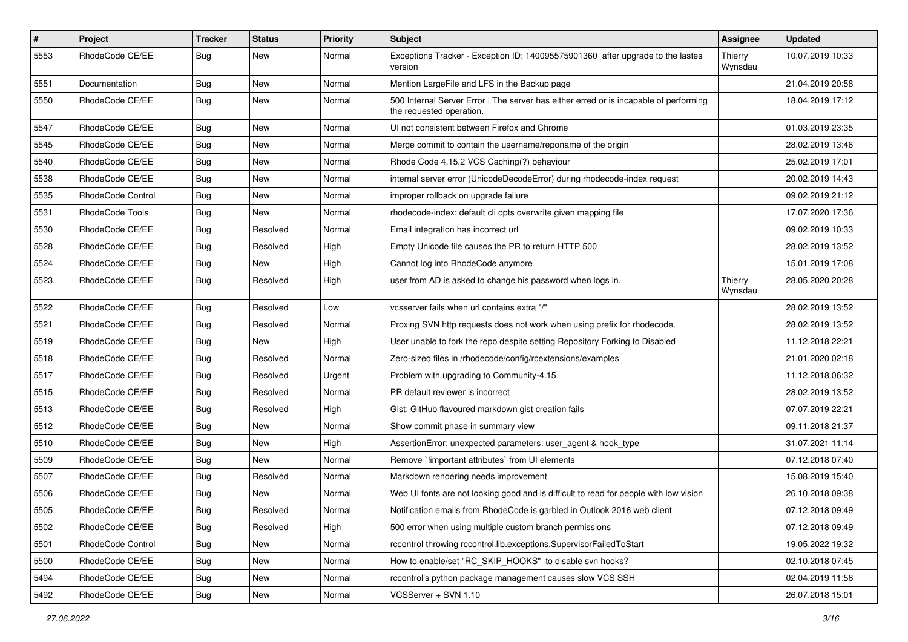| # | Project | Tracker | Status | Priority | Subject | Assignee | Updated |
|---|---|---|---|---|---|---|---|
| 5553 | RhodeCode CE/EE | Bug | New | Normal | Exceptions Tracker - Exception ID: 140095575901360 after upgrade to the lastes version | Thierry Wynsdau | 10.07.2019 10:33 |
| 5551 | Documentation | Bug | New | Normal | Mention LargeFile and LFS in the Backup page | | 21.04.2019 20:58 |
| 5550 | RhodeCode CE/EE | Bug | New | Normal | 500 Internal Server Error \| The server has either erred or is incapable of performing the requested operation. | | 18.04.2019 17:12 |
| 5547 | RhodeCode CE/EE | Bug | New | Normal | UI not consistent between Firefox and Chrome | | 01.03.2019 23:35 |
| 5545 | RhodeCode CE/EE | Bug | New | Normal | Merge commit to contain the username/reponame of the origin | | 28.02.2019 13:46 |
| 5540 | RhodeCode CE/EE | Bug | New | Normal | Rhode Code 4.15.2 VCS Caching(?) behaviour | | 25.02.2019 17:01 |
| 5538 | RhodeCode CE/EE | Bug | New | Normal | internal server error (UnicodeDecodeError) during rhodecode-index request | | 20.02.2019 14:43 |
| 5535 | RhodeCode Control | Bug | New | Normal | improper rollback on upgrade failure | | 09.02.2019 21:12 |
| 5531 | RhodeCode Tools | Bug | New | Normal | rhodecode-index: default cli opts overwrite given mapping file | | 17.07.2020 17:36 |
| 5530 | RhodeCode CE/EE | Bug | Resolved | Normal | Email integration has incorrect url | | 09.02.2019 10:33 |
| 5528 | RhodeCode CE/EE | Bug | Resolved | High | Empty Unicode file causes the PR to return HTTP 500 | | 28.02.2019 13:52 |
| 5524 | RhodeCode CE/EE | Bug | New | High | Cannot log into RhodeCode anymore | | 15.01.2019 17:08 |
| 5523 | RhodeCode CE/EE | Bug | Resolved | High | user from AD is asked to change his password when logs in. | Thierry Wynsdau | 28.05.2020 20:28 |
| 5522 | RhodeCode CE/EE | Bug | Resolved | Low | vcsserver fails when url contains extra "/" | | 28.02.2019 13:52 |
| 5521 | RhodeCode CE/EE | Bug | Resolved | Normal | Proxing SVN http requests does not work when using prefix for rhodecode. | | 28.02.2019 13:52 |
| 5519 | RhodeCode CE/EE | Bug | New | High | User unable to fork the repo despite setting Repository Forking to Disabled | | 11.12.2018 22:21 |
| 5518 | RhodeCode CE/EE | Bug | Resolved | Normal | Zero-sized files in /rhodecode/config/rcextensions/examples | | 21.01.2020 02:18 |
| 5517 | RhodeCode CE/EE | Bug | Resolved | Urgent | Problem with upgrading to Community-4.15 | | 11.12.2018 06:32 |
| 5515 | RhodeCode CE/EE | Bug | Resolved | Normal | PR default reviewer is incorrect | | 28.02.2019 13:52 |
| 5513 | RhodeCode CE/EE | Bug | Resolved | High | Gist: GitHub flavoured markdown gist creation fails | | 07.07.2019 22:21 |
| 5512 | RhodeCode CE/EE | Bug | New | Normal | Show commit phase in summary view | | 09.11.2018 21:37 |
| 5510 | RhodeCode CE/EE | Bug | New | High | AssertionError: unexpected parameters: user_agent & hook_type | | 31.07.2021 11:14 |
| 5509 | RhodeCode CE/EE | Bug | New | Normal | Remove `!important attributes` from UI elements | | 07.12.2018 07:40 |
| 5507 | RhodeCode CE/EE | Bug | Resolved | Normal | Markdown rendering needs improvement | | 15.08.2019 15:40 |
| 5506 | RhodeCode CE/EE | Bug | New | Normal | Web UI fonts are not looking good and is difficult to read for people with low vision | | 26.10.2018 09:38 |
| 5505 | RhodeCode CE/EE | Bug | Resolved | Normal | Notification emails from RhodeCode is garbled in Outlook 2016 web client | | 07.12.2018 09:49 |
| 5502 | RhodeCode CE/EE | Bug | Resolved | High | 500 error when using multiple custom branch permissions | | 07.12.2018 09:49 |
| 5501 | RhodeCode Control | Bug | New | Normal | rccontrol throwing rccontrol.lib.exceptions.SupervisorFailedToStart | | 19.05.2022 19:32 |
| 5500 | RhodeCode CE/EE | Bug | New | Normal | How to enable/set "RC_SKIP_HOOKS" to disable svn hooks? | | 02.10.2018 07:45 |
| 5494 | RhodeCode CE/EE | Bug | New | Normal | rccontrol's python package management causes slow VCS SSH | | 02.04.2019 11:56 |
| 5492 | RhodeCode CE/EE | Bug | New | Normal | VCSServer + SVN 1.10 | | 26.07.2018 15:01 |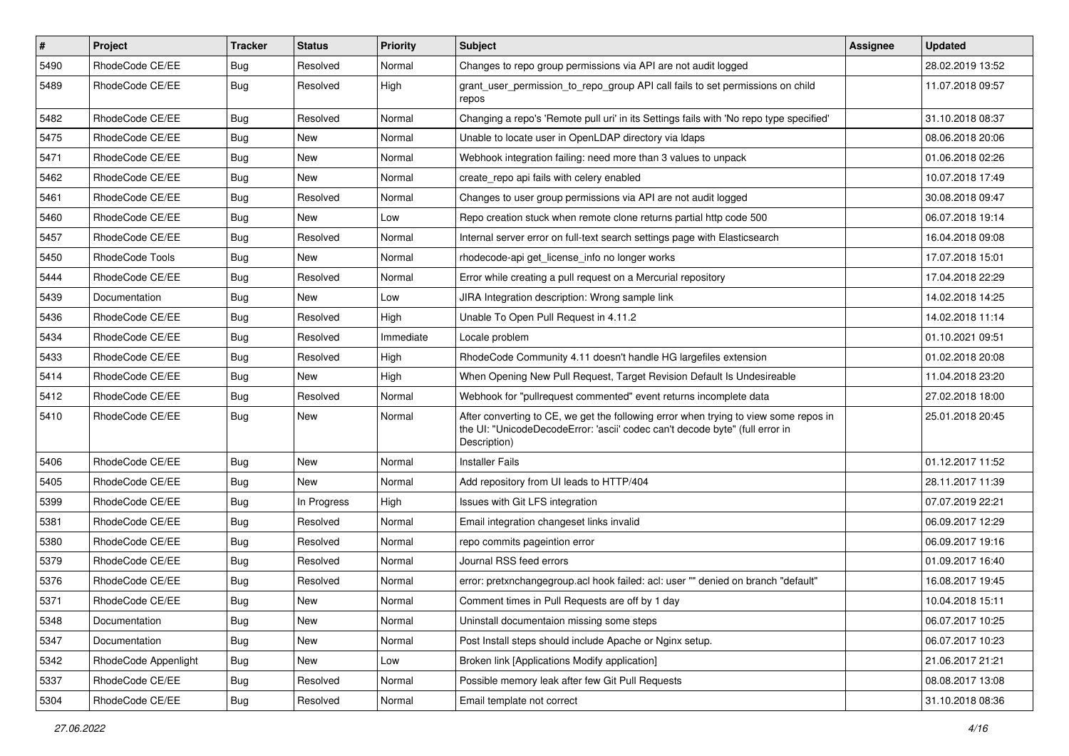| # | Project | Tracker | Status | Priority | Subject | Assignee | Updated |
| --- | --- | --- | --- | --- | --- | --- | --- |
| 5490 | RhodeCode CE/EE | Bug | Resolved | Normal | Changes to repo group permissions via API are not audit logged | | 28.02.2019 13:52 |
| 5489 | RhodeCode CE/EE | Bug | Resolved | High | grant_user_permission_to_repo_group API call fails to set permissions on child repos | | 11.07.2018 09:57 |
| 5482 | RhodeCode CE/EE | Bug | Resolved | Normal | Changing a repo's 'Remote pull uri' in its Settings fails with 'No repo type specified' | | 31.10.2018 08:37 |
| 5475 | RhodeCode CE/EE | Bug | New | Normal | Unable to locate user in OpenLDAP directory via ldaps | | 08.06.2018 20:06 |
| 5471 | RhodeCode CE/EE | Bug | New | Normal | Webhook integration failing: need more than 3 values to unpack | | 01.06.2018 02:26 |
| 5462 | RhodeCode CE/EE | Bug | New | Normal | create_repo api fails with celery enabled | | 10.07.2018 17:49 |
| 5461 | RhodeCode CE/EE | Bug | Resolved | Normal | Changes to user group permissions via API are not audit logged | | 30.08.2018 09:47 |
| 5460 | RhodeCode CE/EE | Bug | New | Low | Repo creation stuck when remote clone returns partial http code 500 | | 06.07.2018 19:14 |
| 5457 | RhodeCode CE/EE | Bug | Resolved | Normal | Internal server error on full-text search settings page with Elasticsearch | | 16.04.2018 09:08 |
| 5450 | RhodeCode Tools | Bug | New | Normal | rhodecode-api get_license_info no longer works | | 17.07.2018 15:01 |
| 5444 | RhodeCode CE/EE | Bug | Resolved | Normal | Error while creating a pull request on a Mercurial repository | | 17.04.2018 22:29 |
| 5439 | Documentation | Bug | New | Low | JIRA Integration description: Wrong sample link | | 14.02.2018 14:25 |
| 5436 | RhodeCode CE/EE | Bug | Resolved | High | Unable To Open Pull Request in 4.11.2 | | 14.02.2018 11:14 |
| 5434 | RhodeCode CE/EE | Bug | Resolved | Immediate | Locale problem | | 01.10.2021 09:51 |
| 5433 | RhodeCode CE/EE | Bug | Resolved | High | RhodeCode Community 4.11 doesn't handle HG largefiles extension | | 01.02.2018 20:08 |
| 5414 | RhodeCode CE/EE | Bug | New | High | When Opening New Pull Request, Target Revision Default Is Undesireable | | 11.04.2018 23:20 |
| 5412 | RhodeCode CE/EE | Bug | Resolved | Normal | Webhook for "pullrequest commented" event returns incomplete data | | 27.02.2018 18:00 |
| 5410 | RhodeCode CE/EE | Bug | New | Normal | After converting to CE, we get the following error when trying to view some repos in the UI: "UnicodeDecodeError: 'ascii' codec can't decode byte" (full error in Description) | | 25.01.2018 20:45 |
| 5406 | RhodeCode CE/EE | Bug | New | Normal | Installer Fails | | 01.12.2017 11:52 |
| 5405 | RhodeCode CE/EE | Bug | New | Normal | Add repository from UI leads to HTTP/404 | | 28.11.2017 11:39 |
| 5399 | RhodeCode CE/EE | Bug | In Progress | High | Issues with Git LFS integration | | 07.07.2019 22:21 |
| 5381 | RhodeCode CE/EE | Bug | Resolved | Normal | Email integration changeset links invalid | | 06.09.2017 12:29 |
| 5380 | RhodeCode CE/EE | Bug | Resolved | Normal | repo commits pageintion error | | 06.09.2017 19:16 |
| 5379 | RhodeCode CE/EE | Bug | Resolved | Normal | Journal RSS feed errors | | 01.09.2017 16:40 |
| 5376 | RhodeCode CE/EE | Bug | Resolved | Normal | error: pretxnchangegroup.acl hook failed: acl: user "" denied on branch "default" | | 16.08.2017 19:45 |
| 5371 | RhodeCode CE/EE | Bug | New | Normal | Comment times in Pull Requests are off by 1 day | | 10.04.2018 15:11 |
| 5348 | Documentation | Bug | New | Normal | Uninstall documentaion missing some steps | | 06.07.2017 10:25 |
| 5347 | Documentation | Bug | New | Normal | Post Install steps should include Apache or Nginx setup. | | 06.07.2017 10:23 |
| 5342 | RhodeCode Appenlight | Bug | New | Low | Broken link [Applications Modify application] | | 21.06.2017 21:21 |
| 5337 | RhodeCode CE/EE | Bug | Resolved | Normal | Possible memory leak after few Git Pull Requests | | 08.08.2017 13:08 |
| 5304 | RhodeCode CE/EE | Bug | Resolved | Normal | Email template not correct | | 31.10.2018 08:36 |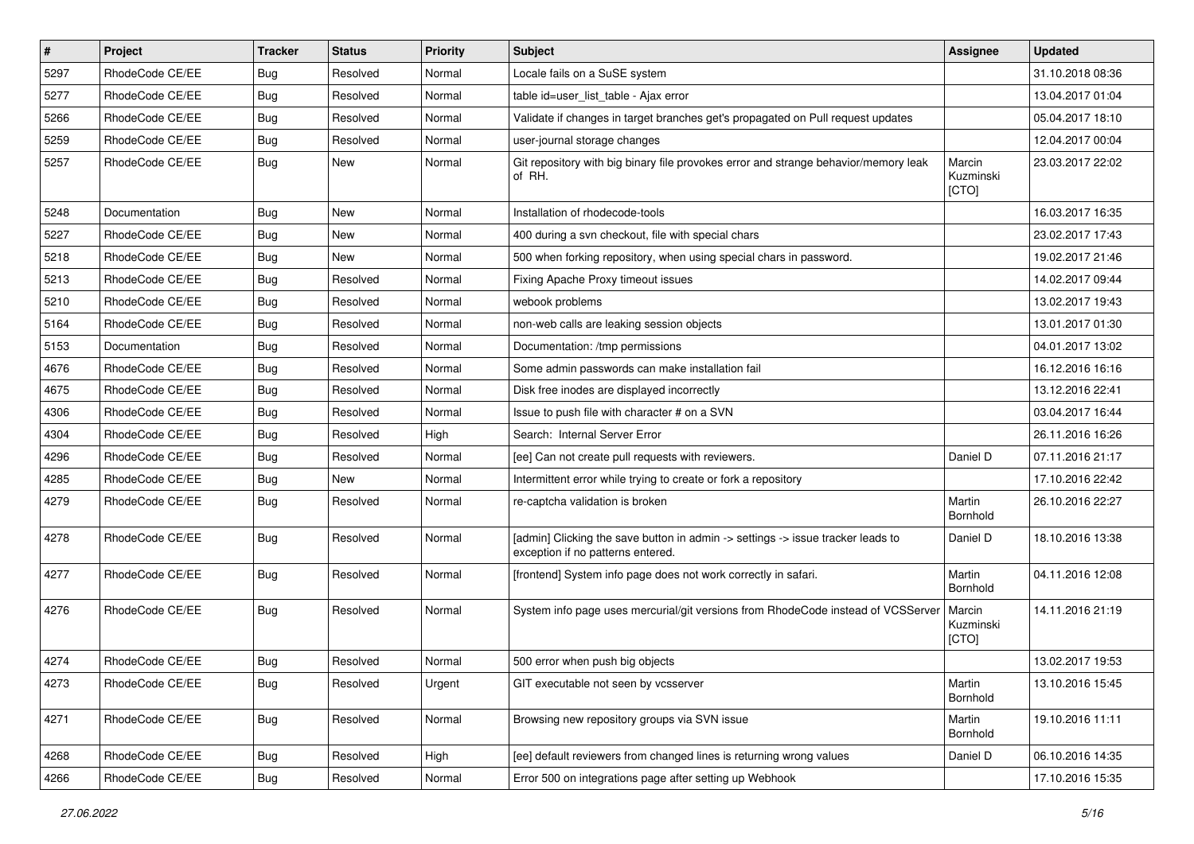| # | Project | Tracker | Status | Priority | Subject | Assignee | Updated |
|---|---|---|---|---|---|---|---|
| 5297 | RhodeCode CE/EE | Bug | Resolved | Normal | Locale fails on a SuSE system | | 31.10.2018 08:36 |
| 5277 | RhodeCode CE/EE | Bug | Resolved | Normal | table id=user_list_table - Ajax error | | 13.04.2017 01:04 |
| 5266 | RhodeCode CE/EE | Bug | Resolved | Normal | Validate if changes in target branches get's propagated on Pull request updates | | 05.04.2017 18:10 |
| 5259 | RhodeCode CE/EE | Bug | Resolved | Normal | user-journal storage changes | | 12.04.2017 00:04 |
| 5257 | RhodeCode CE/EE | Bug | New | Normal | Git repository with big binary file provokes error and strange behavior/memory leak of RH. | Marcin Kuzminski [CTO] | 23.03.2017 22:02 |
| 5248 | Documentation | Bug | New | Normal | Installation of rhodecode-tools | | 16.03.2017 16:35 |
| 5227 | RhodeCode CE/EE | Bug | New | Normal | 400 during a svn checkout, file with special chars | | 23.02.2017 17:43 |
| 5218 | RhodeCode CE/EE | Bug | New | Normal | 500 when forking repository, when using special chars in password. | | 19.02.2017 21:46 |
| 5213 | RhodeCode CE/EE | Bug | Resolved | Normal | Fixing Apache Proxy timeout issues | | 14.02.2017 09:44 |
| 5210 | RhodeCode CE/EE | Bug | Resolved | Normal | webook problems | | 13.02.2017 19:43 |
| 5164 | RhodeCode CE/EE | Bug | Resolved | Normal | non-web calls are leaking session objects | | 13.01.2017 01:30 |
| 5153 | Documentation | Bug | Resolved | Normal | Documentation: /tmp permissions | | 04.01.2017 13:02 |
| 4676 | RhodeCode CE/EE | Bug | Resolved | Normal | Some admin passwords can make installation fail | | 16.12.2016 16:16 |
| 4675 | RhodeCode CE/EE | Bug | Resolved | Normal | Disk free inodes are displayed incorrectly | | 13.12.2016 22:41 |
| 4306 | RhodeCode CE/EE | Bug | Resolved | Normal | Issue to push file with character # on a SVN | | 03.04.2017 16:44 |
| 4304 | RhodeCode CE/EE | Bug | Resolved | High | Search: Internal Server Error | | 26.11.2016 16:26 |
| 4296 | RhodeCode CE/EE | Bug | Resolved | Normal | [ee] Can not create pull requests with reviewers. | Daniel D | 07.11.2016 21:17 |
| 4285 | RhodeCode CE/EE | Bug | New | Normal | Intermittent error while trying to create or fork a repository | | 17.10.2016 22:42 |
| 4279 | RhodeCode CE/EE | Bug | Resolved | Normal | re-captcha validation is broken | Martin Bornhold | 26.10.2016 22:27 |
| 4278 | RhodeCode CE/EE | Bug | Resolved | Normal | [admin] Clicking the save button in admin -> settings -> issue tracker leads to exception if no patterns entered. | Daniel D | 18.10.2016 13:38 |
| 4277 | RhodeCode CE/EE | Bug | Resolved | Normal | [frontend] System info page does not work correctly in safari. | Martin Bornhold | 04.11.2016 12:08 |
| 4276 | RhodeCode CE/EE | Bug | Resolved | Normal | System info page uses mercurial/git versions from RhodeCode instead of VCSServer | Marcin Kuzminski [CTO] | 14.11.2016 21:19 |
| 4274 | RhodeCode CE/EE | Bug | Resolved | Normal | 500 error when push big objects | | 13.02.2017 19:53 |
| 4273 | RhodeCode CE/EE | Bug | Resolved | Urgent | GIT executable not seen by vcsserver | Martin Bornhold | 13.10.2016 15:45 |
| 4271 | RhodeCode CE/EE | Bug | Resolved | Normal | Browsing new repository groups via SVN issue | Martin Bornhold | 19.10.2016 11:11 |
| 4268 | RhodeCode CE/EE | Bug | Resolved | High | [ee] default reviewers from changed lines is returning wrong values | Daniel D | 06.10.2016 14:35 |
| 4266 | RhodeCode CE/EE | Bug | Resolved | Normal | Error 500 on integrations page after setting up Webhook | | 17.10.2016 15:35 |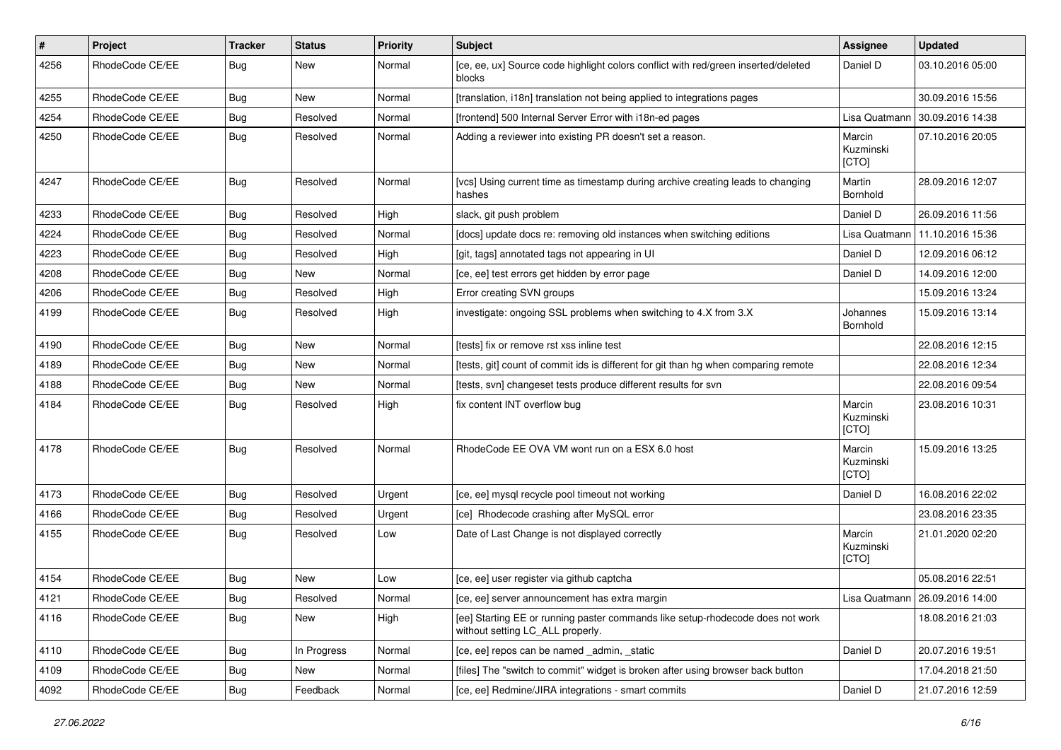| # | Project | Tracker | Status | Priority | Subject | Assignee | Updated |
|---|---|---|---|---|---|---|---|
| 4256 | RhodeCode CE/EE | Bug | New | Normal | [ce, ee, ux] Source code highlight colors conflict with red/green inserted/deleted blocks | Daniel D | 03.10.2016 05:00 |
| 4255 | RhodeCode CE/EE | Bug | New | Normal | [translation, i18n] translation not being applied to integrations pages | | 30.09.2016 15:56 |
| 4254 | RhodeCode CE/EE | Bug | Resolved | Normal | [frontend] 500 Internal Server Error with i18n-ed pages | Lisa Quatmann | 30.09.2016 14:38 |
| 4250 | RhodeCode CE/EE | Bug | Resolved | Normal | Adding a reviewer into existing PR doesn't set a reason. | Marcin Kuzminski [CTO] | 07.10.2016 20:05 |
| 4247 | RhodeCode CE/EE | Bug | Resolved | Normal | [vcs] Using current time as timestamp during archive creating leads to changing hashes | Martin Bornhold | 28.09.2016 12:07 |
| 4233 | RhodeCode CE/EE | Bug | Resolved | High | slack, git push problem | Daniel D | 26.09.2016 11:56 |
| 4224 | RhodeCode CE/EE | Bug | Resolved | Normal | [docs] update docs re: removing old instances when switching editions | Lisa Quatmann | 11.10.2016 15:36 |
| 4223 | RhodeCode CE/EE | Bug | Resolved | High | [git, tags] annotated tags not appearing in UI | Daniel D | 12.09.2016 06:12 |
| 4208 | RhodeCode CE/EE | Bug | New | Normal | [ce, ee] test errors get hidden by error page | Daniel D | 14.09.2016 12:00 |
| 4206 | RhodeCode CE/EE | Bug | Resolved | High | Error creating SVN groups | | 15.09.2016 13:24 |
| 4199 | RhodeCode CE/EE | Bug | Resolved | High | investigate: ongoing SSL problems when switching to 4.X from 3.X | Johannes Bornhold | 15.09.2016 13:14 |
| 4190 | RhodeCode CE/EE | Bug | New | Normal | [tests] fix or remove rst xss inline test | | 22.08.2016 12:15 |
| 4189 | RhodeCode CE/EE | Bug | New | Normal | [tests, git] count of commit ids is different for git than hg when comparing remote | | 22.08.2016 12:34 |
| 4188 | RhodeCode CE/EE | Bug | New | Normal | [tests, svn] changeset tests produce different results for svn | | 22.08.2016 09:54 |
| 4184 | RhodeCode CE/EE | Bug | Resolved | High | fix content INT overflow bug | Marcin Kuzminski [CTO] | 23.08.2016 10:31 |
| 4178 | RhodeCode CE/EE | Bug | Resolved | Normal | RhodeCode EE OVA VM wont run on a ESX 6.0 host | Marcin Kuzminski [CTO] | 15.09.2016 13:25 |
| 4173 | RhodeCode CE/EE | Bug | Resolved | Urgent | [ce, ee] mysql recycle pool timeout not working | Daniel D | 16.08.2016 22:02 |
| 4166 | RhodeCode CE/EE | Bug | Resolved | Urgent | [ce] Rhodecode crashing after MySQL error | | 23.08.2016 23:35 |
| 4155 | RhodeCode CE/EE | Bug | Resolved | Low | Date of Last Change is not displayed correctly | Marcin Kuzminski [CTO] | 21.01.2020 02:20 |
| 4154 | RhodeCode CE/EE | Bug | New | Low | [ce, ee] user register via github captcha | | 05.08.2016 22:51 |
| 4121 | RhodeCode CE/EE | Bug | Resolved | Normal | [ce, ee] server announcement has extra margin | Lisa Quatmann | 26.09.2016 14:00 |
| 4116 | RhodeCode CE/EE | Bug | New | High | [ee] Starting EE or running paster commands like setup-rhodecode does not work without setting LC_ALL properly. | | 18.08.2016 21:03 |
| 4110 | RhodeCode CE/EE | Bug | In Progress | Normal | [ce, ee] repos can be named _admin, _static | Daniel D | 20.07.2016 19:51 |
| 4109 | RhodeCode CE/EE | Bug | New | Normal | [files] The "switch to commit" widget is broken after using browser back button | | 17.04.2018 21:50 |
| 4092 | RhodeCode CE/EE | Bug | Feedback | Normal | [ce, ee] Redmine/JIRA integrations - smart commits | Daniel D | 21.07.2016 12:59 |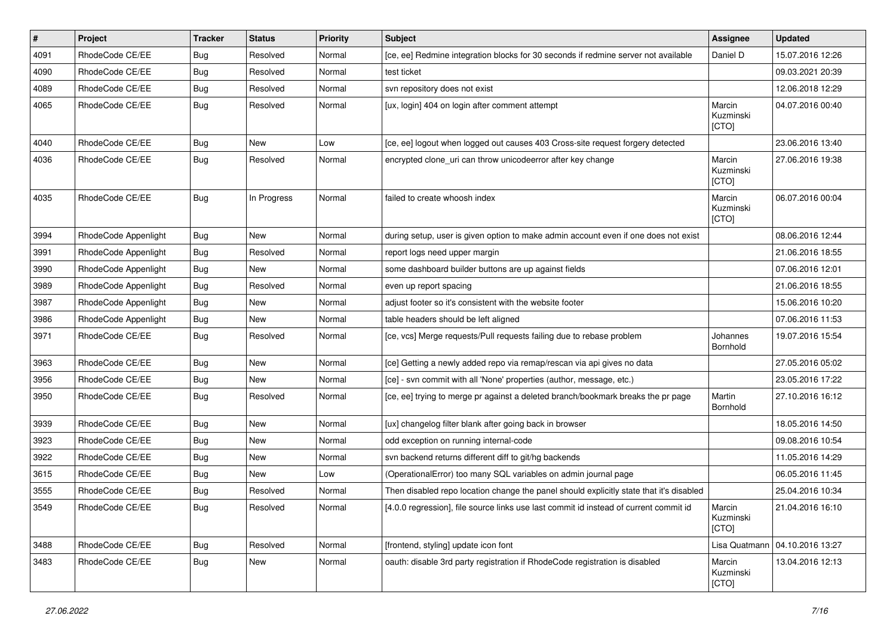| # | Project | Tracker | Status | Priority | Subject | Assignee | Updated |
|---|---|---|---|---|---|---|---|
| 4091 | RhodeCode CE/EE | Bug | Resolved | Normal | [ce, ee] Redmine integration blocks for 30 seconds if redmine server not available | Daniel D | 15.07.2016 12:26 |
| 4090 | RhodeCode CE/EE | Bug | Resolved | Normal | test ticket | | 09.03.2021 20:39 |
| 4089 | RhodeCode CE/EE | Bug | Resolved | Normal | svn repository does not exist | | 12.06.2018 12:29 |
| 4065 | RhodeCode CE/EE | Bug | Resolved | Normal | [ux, login] 404 on login after comment attempt | Marcin Kuzminski [CTO] | 04.07.2016 00:40 |
| 4040 | RhodeCode CE/EE | Bug | New | Low | [ce, ee] logout when logged out causes 403 Cross-site request forgery detected | | 23.06.2016 13:40 |
| 4036 | RhodeCode CE/EE | Bug | Resolved | Normal | encrypted clone_uri can throw unicodeerror after key change | Marcin Kuzminski [CTO] | 27.06.2016 19:38 |
| 4035 | RhodeCode CE/EE | Bug | In Progress | Normal | failed to create whoosh index | Marcin Kuzminski [CTO] | 06.07.2016 00:04 |
| 3994 | RhodeCode Appenlight | Bug | New | Normal | during setup, user is given option to make admin account even if one does not exist | | 08.06.2016 12:44 |
| 3991 | RhodeCode Appenlight | Bug | Resolved | Normal | report logs need upper margin | | 21.06.2016 18:55 |
| 3990 | RhodeCode Appenlight | Bug | New | Normal | some dashboard builder buttons are up against fields | | 07.06.2016 12:01 |
| 3989 | RhodeCode Appenlight | Bug | Resolved | Normal | even up report spacing | | 21.06.2016 18:55 |
| 3987 | RhodeCode Appenlight | Bug | New | Normal | adjust footer so it's consistent with the website footer | | 15.06.2016 10:20 |
| 3986 | RhodeCode Appenlight | Bug | New | Normal | table headers should be left aligned | | 07.06.2016 11:53 |
| 3971 | RhodeCode CE/EE | Bug | Resolved | Normal | [ce, vcs] Merge requests/Pull requests failing due to rebase problem | Johannes Bornhold | 19.07.2016 15:54 |
| 3963 | RhodeCode CE/EE | Bug | New | Normal | [ce] Getting a newly added repo via remap/rescan via api gives no data | | 27.05.2016 05:02 |
| 3956 | RhodeCode CE/EE | Bug | New | Normal | [ce] - svn commit with all 'None' properties (author, message, etc.) | | 23.05.2016 17:22 |
| 3950 | RhodeCode CE/EE | Bug | Resolved | Normal | [ce, ee] trying to merge pr against a deleted branch/bookmark breaks the pr page | Martin Bornhold | 27.10.2016 16:12 |
| 3939 | RhodeCode CE/EE | Bug | New | Normal | [ux] changelog filter blank after going back in browser | | 18.05.2016 14:50 |
| 3923 | RhodeCode CE/EE | Bug | New | Normal | odd exception on running internal-code | | 09.08.2016 10:54 |
| 3922 | RhodeCode CE/EE | Bug | New | Normal | svn backend returns different diff to git/hg backends | | 11.05.2016 14:29 |
| 3615 | RhodeCode CE/EE | Bug | New | Low | (OperationalError) too many SQL variables on admin journal page | | 06.05.2016 11:45 |
| 3555 | RhodeCode CE/EE | Bug | Resolved | Normal | Then disabled repo location change the panel should explicitly state that it's disabled | | 25.04.2016 10:34 |
| 3549 | RhodeCode CE/EE | Bug | Resolved | Normal | [4.0.0 regression], file source links use last commit id instead of current commit id | Marcin Kuzminski [CTO] | 21.04.2016 16:10 |
| 3488 | RhodeCode CE/EE | Bug | Resolved | Normal | [frontend, styling] update icon font | Lisa Quatmann | 04.10.2016 13:27 |
| 3483 | RhodeCode CE/EE | Bug | New | Normal | oauth: disable 3rd party registration if RhodeCode registration is disabled | Marcin Kuzminski [CTO] | 13.04.2016 12:13 |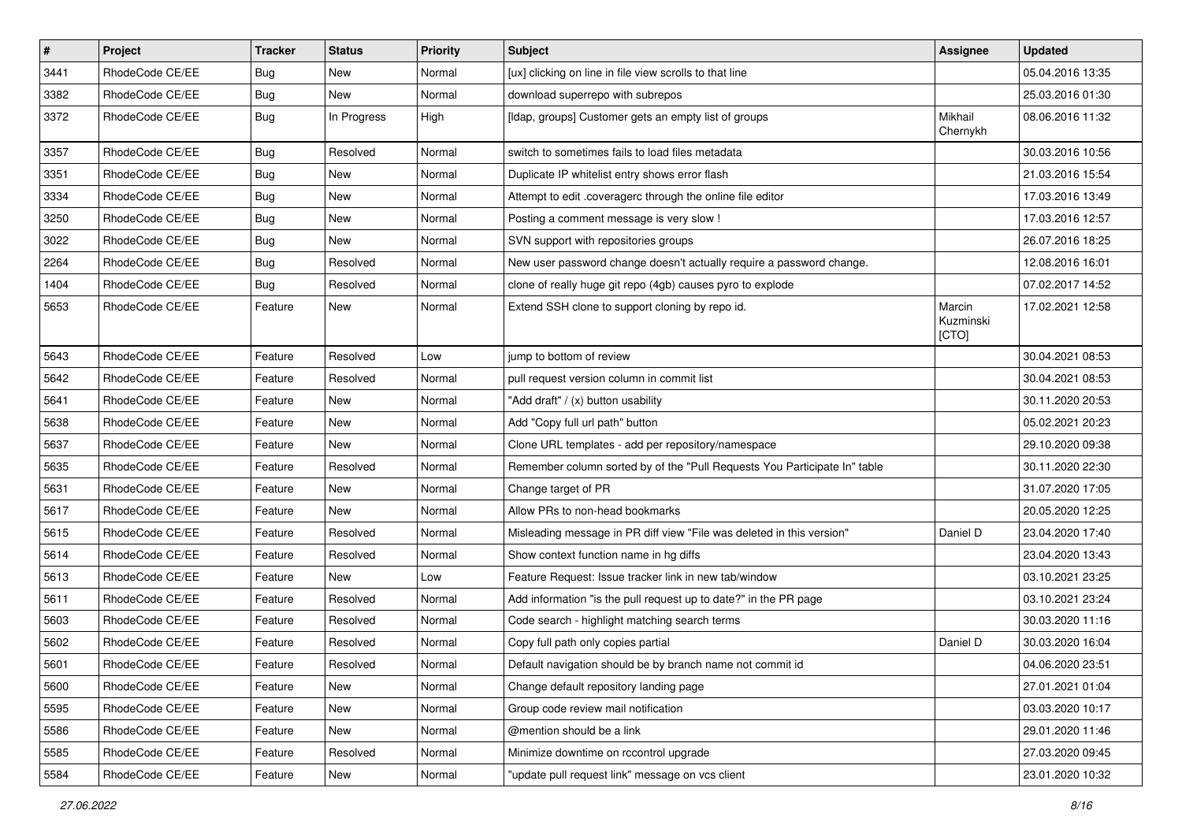| # | Project | Tracker | Status | Priority | Subject | Assignee | Updated |
|---|---|---|---|---|---|---|---|
| 3441 | RhodeCode CE/EE | Bug | New | Normal | [ux] clicking on line in file view scrolls to that line | | 05.04.2016 13:35 |
| 3382 | RhodeCode CE/EE | Bug | New | Normal | download superrepo with subrepos | | 25.03.2016 01:30 |
| 3372 | RhodeCode CE/EE | Bug | In Progress | High | [ldap, groups] Customer gets an empty list of groups | Mikhail Chernykh | 08.06.2016 11:32 |
| 3357 | RhodeCode CE/EE | Bug | Resolved | Normal | switch to sometimes fails to load files metadata | | 30.03.2016 10:56 |
| 3351 | RhodeCode CE/EE | Bug | New | Normal | Duplicate IP whitelist entry shows error flash | | 21.03.2016 15:54 |
| 3334 | RhodeCode CE/EE | Bug | New | Normal | Attempt to edit .coveragerc through the online file editor | | 17.03.2016 13:49 |
| 3250 | RhodeCode CE/EE | Bug | New | Normal | Posting a comment message is very slow ! | | 17.03.2016 12:57 |
| 3022 | RhodeCode CE/EE | Bug | New | Normal | SVN support with repositories groups | | 26.07.2016 18:25 |
| 2264 | RhodeCode CE/EE | Bug | Resolved | Normal | New user password change doesn't actually require a password change. | | 12.08.2016 16:01 |
| 1404 | RhodeCode CE/EE | Bug | Resolved | Normal | clone of really huge git repo (4gb) causes pyro to explode | | 07.02.2017 14:52 |
| 5653 | RhodeCode CE/EE | Feature | New | Normal | Extend SSH clone to support cloning by repo id. | Marcin Kuzminski [CTO] | 17.02.2021 12:58 |
| 5643 | RhodeCode CE/EE | Feature | Resolved | Low | jump to bottom of review | | 30.04.2021 08:53 |
| 5642 | RhodeCode CE/EE | Feature | Resolved | Normal | pull request version column in commit list | | 30.04.2021 08:53 |
| 5641 | RhodeCode CE/EE | Feature | New | Normal | "Add draft" / (x) button usability | | 30.11.2020 20:53 |
| 5638 | RhodeCode CE/EE | Feature | New | Normal | Add "Copy full url path" button | | 05.02.2021 20:23 |
| 5637 | RhodeCode CE/EE | Feature | New | Normal | Clone URL templates - add per repository/namespace | | 29.10.2020 09:38 |
| 5635 | RhodeCode CE/EE | Feature | Resolved | Normal | Remember column sorted by of the "Pull Requests You Participate In" table | | 30.11.2020 22:30 |
| 5631 | RhodeCode CE/EE | Feature | New | Normal | Change target of PR | | 31.07.2020 17:05 |
| 5617 | RhodeCode CE/EE | Feature | New | Normal | Allow PRs to non-head bookmarks | | 20.05.2020 12:25 |
| 5615 | RhodeCode CE/EE | Feature | Resolved | Normal | Misleading message in PR diff view "File was deleted in this version" | Daniel D | 23.04.2020 17:40 |
| 5614 | RhodeCode CE/EE | Feature | Resolved | Normal | Show context function name in hg diffs | | 23.04.2020 13:43 |
| 5613 | RhodeCode CE/EE | Feature | New | Low | Feature Request: Issue tracker link in new tab/window | | 03.10.2021 23:25 |
| 5611 | RhodeCode CE/EE | Feature | Resolved | Normal | Add information "is the pull request up to date?" in the PR page | | 03.10.2021 23:24 |
| 5603 | RhodeCode CE/EE | Feature | Resolved | Normal | Code search - highlight matching search terms | | 30.03.2020 11:16 |
| 5602 | RhodeCode CE/EE | Feature | Resolved | Normal | Copy full path only copies partial | Daniel D | 30.03.2020 16:04 |
| 5601 | RhodeCode CE/EE | Feature | Resolved | Normal | Default navigation should be by branch name not commit id | | 04.06.2020 23:51 |
| 5600 | RhodeCode CE/EE | Feature | New | Normal | Change default repository landing page | | 27.01.2021 01:04 |
| 5595 | RhodeCode CE/EE | Feature | New | Normal | Group code review mail notification | | 03.03.2020 10:17 |
| 5586 | RhodeCode CE/EE | Feature | New | Normal | @mention should be a link | | 29.01.2020 11:46 |
| 5585 | RhodeCode CE/EE | Feature | Resolved | Normal | Minimize downtime on rccontrol upgrade | | 27.03.2020 09:45 |
| 5584 | RhodeCode CE/EE | Feature | New | Normal | "update pull request link" message on vcs client | | 23.01.2020 10:32 |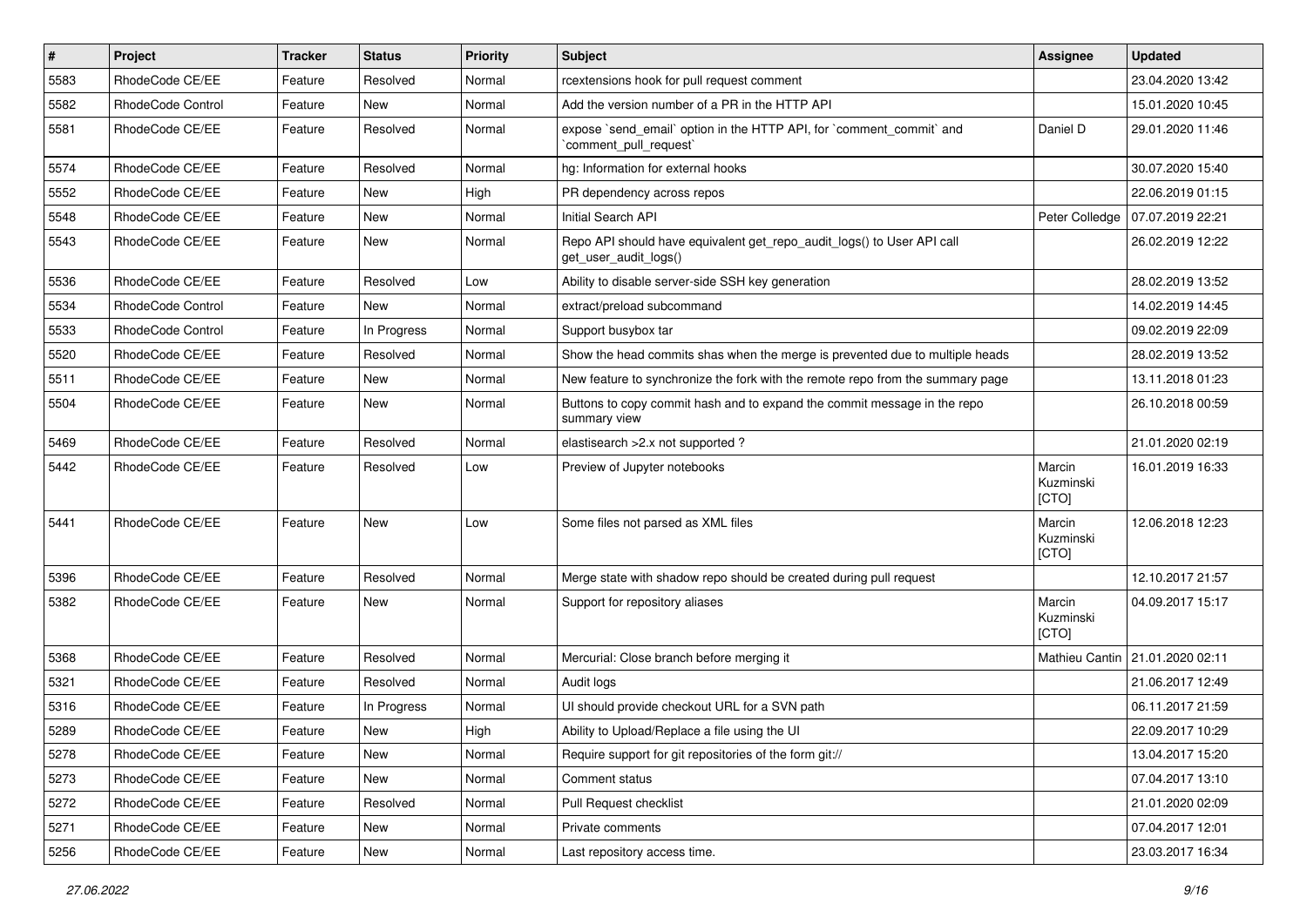| # | Project | Tracker | Status | Priority | Subject | Assignee | Updated |
|---|---|---|---|---|---|---|---|
| 5583 | RhodeCode CE/EE | Feature | Resolved | Normal | rcextensions hook for pull request comment | | 23.04.2020 13:42 |
| 5582 | RhodeCode Control | Feature | New | Normal | Add the version number of a PR in the HTTP API | | 15.01.2020 10:45 |
| 5581 | RhodeCode CE/EE | Feature | Resolved | Normal | expose `send_email` option in the HTTP API, for `comment_commit` and `comment_pull_request` | Daniel D | 29.01.2020 11:46 |
| 5574 | RhodeCode CE/EE | Feature | Resolved | Normal | hg: Information for external hooks | | 30.07.2020 15:40 |
| 5552 | RhodeCode CE/EE | Feature | New | High | PR dependency across repos | | 22.06.2019 01:15 |
| 5548 | RhodeCode CE/EE | Feature | New | Normal | Initial Search API | Peter Colledge | 07.07.2019 22:21 |
| 5543 | RhodeCode CE/EE | Feature | New | Normal | Repo API should have equivalent get_repo_audit_logs() to User API call get_user_audit_logs() | | 26.02.2019 12:22 |
| 5536 | RhodeCode CE/EE | Feature | Resolved | Low | Ability to disable server-side SSH key generation | | 28.02.2019 13:52 |
| 5534 | RhodeCode Control | Feature | New | Normal | extract/preload subcommand | | 14.02.2019 14:45 |
| 5533 | RhodeCode Control | Feature | In Progress | Normal | Support busybox tar | | 09.02.2019 22:09 |
| 5520 | RhodeCode CE/EE | Feature | Resolved | Normal | Show the head commits shas when the merge is prevented due to multiple heads | | 28.02.2019 13:52 |
| 5511 | RhodeCode CE/EE | Feature | New | Normal | New feature to synchronize the fork with the remote repo from the summary page | | 13.11.2018 01:23 |
| 5504 | RhodeCode CE/EE | Feature | New | Normal | Buttons to copy commit hash and to expand the commit message in the repo summary view | | 26.10.2018 00:59 |
| 5469 | RhodeCode CE/EE | Feature | Resolved | Normal | elastisearch >2.x not supported ? | | 21.01.2020 02:19 |
| 5442 | RhodeCode CE/EE | Feature | Resolved | Low | Preview of Jupyter notebooks | Marcin Kuzminski [CTO] | 16.01.2019 16:33 |
| 5441 | RhodeCode CE/EE | Feature | New | Low | Some files not parsed as XML files | Marcin Kuzminski [CTO] | 12.06.2018 12:23 |
| 5396 | RhodeCode CE/EE | Feature | Resolved | Normal | Merge state with shadow repo should be created during pull request | | 12.10.2017 21:57 |
| 5382 | RhodeCode CE/EE | Feature | New | Normal | Support for repository aliases | Marcin Kuzminski [CTO] | 04.09.2017 15:17 |
| 5368 | RhodeCode CE/EE | Feature | Resolved | Normal | Mercurial: Close branch before merging it | Mathieu Cantin | 21.01.2020 02:11 |
| 5321 | RhodeCode CE/EE | Feature | Resolved | Normal | Audit logs | | 21.06.2017 12:49 |
| 5316 | RhodeCode CE/EE | Feature | In Progress | Normal | UI should provide checkout URL for a SVN path | | 06.11.2017 21:59 |
| 5289 | RhodeCode CE/EE | Feature | New | High | Ability to Upload/Replace a file using the UI | | 22.09.2017 10:29 |
| 5278 | RhodeCode CE/EE | Feature | New | Normal | Require support for git repositories of the form git:// | | 13.04.2017 15:20 |
| 5273 | RhodeCode CE/EE | Feature | New | Normal | Comment status | | 07.04.2017 13:10 |
| 5272 | RhodeCode CE/EE | Feature | Resolved | Normal | Pull Request checklist | | 21.01.2020 02:09 |
| 5271 | RhodeCode CE/EE | Feature | New | Normal | Private comments | | 07.04.2017 12:01 |
| 5256 | RhodeCode CE/EE | Feature | New | Normal | Last repository access time. | | 23.03.2017 16:34 |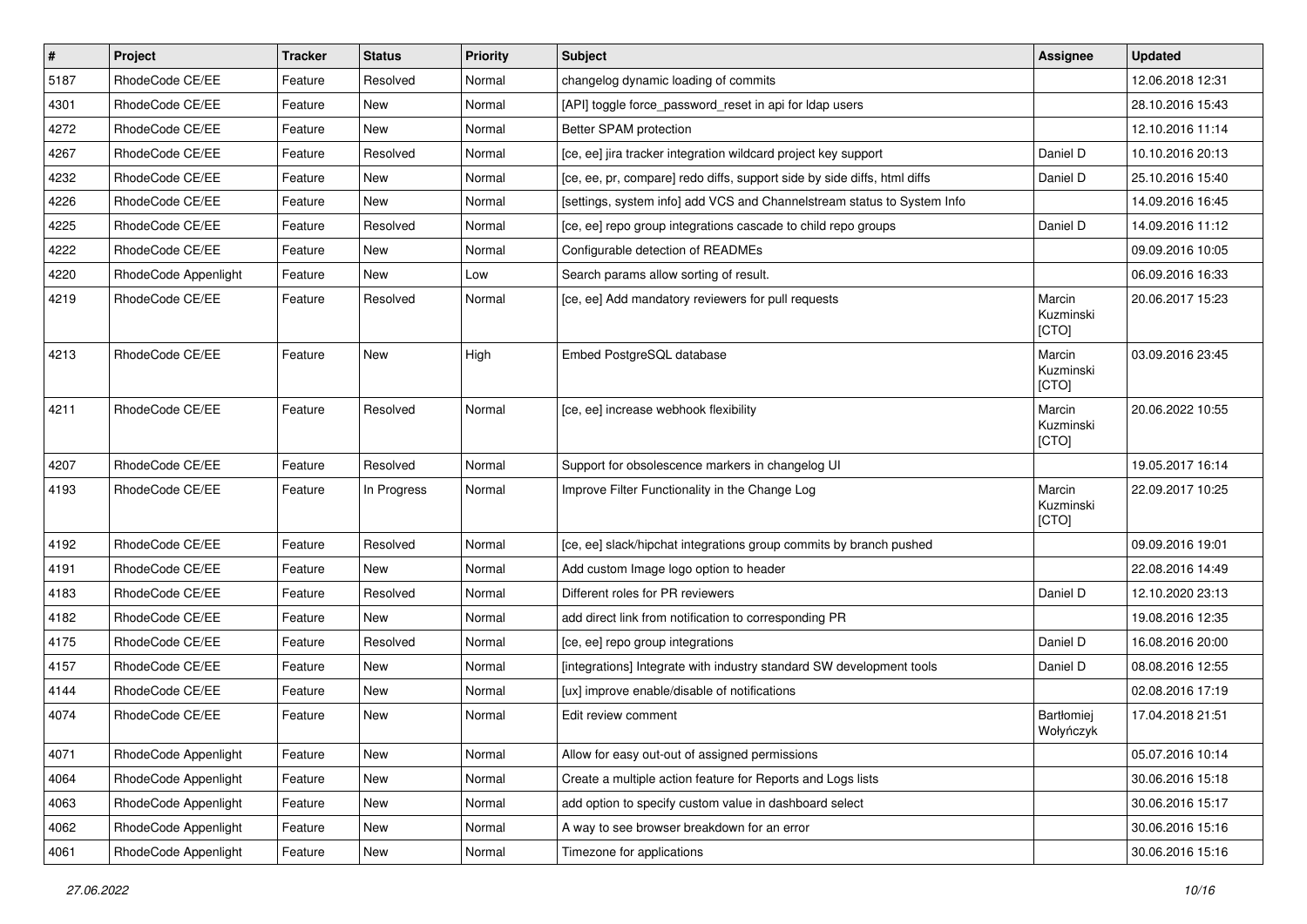| # | Project | Tracker | Status | Priority | Subject | Assignee | Updated |
|---|---|---|---|---|---|---|---|
| 5187 | RhodeCode CE/EE | Feature | Resolved | Normal | changelog dynamic loading of commits | | 12.06.2018 12:31 |
| 4301 | RhodeCode CE/EE | Feature | New | Normal | [API] toggle force_password_reset in api for ldap users | | 28.10.2016 15:43 |
| 4272 | RhodeCode CE/EE | Feature | New | Normal | Better SPAM protection | | 12.10.2016 11:14 |
| 4267 | RhodeCode CE/EE | Feature | Resolved | Normal | [ce, ee] jira tracker integration wildcard project key support | Daniel D | 10.10.2016 20:13 |
| 4232 | RhodeCode CE/EE | Feature | New | Normal | [ce, ee, pr, compare] redo diffs, support side by side diffs, html diffs | Daniel D | 25.10.2016 15:40 |
| 4226 | RhodeCode CE/EE | Feature | New | Normal | [settings, system info] add VCS and Channelstream status to System Info | | 14.09.2016 16:45 |
| 4225 | RhodeCode CE/EE | Feature | Resolved | Normal | [ce, ee] repo group integrations cascade to child repo groups | Daniel D | 14.09.2016 11:12 |
| 4222 | RhodeCode CE/EE | Feature | New | Normal | Configurable detection of READMEs | | 09.09.2016 10:05 |
| 4220 | RhodeCode Appenlight | Feature | New | Low | Search params allow sorting of result. | | 06.09.2016 16:33 |
| 4219 | RhodeCode CE/EE | Feature | Resolved | Normal | [ce, ee] Add mandatory reviewers for pull requests | Marcin Kuzminski [CTO] | 20.06.2017 15:23 |
| 4213 | RhodeCode CE/EE | Feature | New | High | Embed PostgreSQL database | Marcin Kuzminski [CTO] | 03.09.2016 23:45 |
| 4211 | RhodeCode CE/EE | Feature | Resolved | Normal | [ce, ee] increase webhook flexibility | Marcin Kuzminski [CTO] | 20.06.2022 10:55 |
| 4207 | RhodeCode CE/EE | Feature | Resolved | Normal | Support for obsolescence markers in changelog UI | | 19.05.2017 16:14 |
| 4193 | RhodeCode CE/EE | Feature | In Progress | Normal | Improve Filter Functionality in the Change Log | Marcin Kuzminski [CTO] | 22.09.2017 10:25 |
| 4192 | RhodeCode CE/EE | Feature | Resolved | Normal | [ce, ee] slack/hipchat integrations group commits by branch pushed | | 09.09.2016 19:01 |
| 4191 | RhodeCode CE/EE | Feature | New | Normal | Add custom Image logo option to header | | 22.08.2016 14:49 |
| 4183 | RhodeCode CE/EE | Feature | Resolved | Normal | Different roles for PR reviewers | Daniel D | 12.10.2020 23:13 |
| 4182 | RhodeCode CE/EE | Feature | New | Normal | add direct link from notification to corresponding PR | | 19.08.2016 12:35 |
| 4175 | RhodeCode CE/EE | Feature | Resolved | Normal | [ce, ee] repo group integrations | Daniel D | 16.08.2016 20:00 |
| 4157 | RhodeCode CE/EE | Feature | New | Normal | [integrations] Integrate with industry standard SW development tools | Daniel D | 08.08.2016 12:55 |
| 4144 | RhodeCode CE/EE | Feature | New | Normal | [ux] improve enable/disable of notifications | | 02.08.2016 17:19 |
| 4074 | RhodeCode CE/EE | Feature | New | Normal | Edit review comment | Bartłomiej Wołyńczyk | 17.04.2018 21:51 |
| 4071 | RhodeCode Appenlight | Feature | New | Normal | Allow for easy out-out of assigned permissions | | 05.07.2016 10:14 |
| 4064 | RhodeCode Appenlight | Feature | New | Normal | Create a multiple action feature for Reports and Logs lists | | 30.06.2016 15:18 |
| 4063 | RhodeCode Appenlight | Feature | New | Normal | add option to specify custom value in dashboard select | | 30.06.2016 15:17 |
| 4062 | RhodeCode Appenlight | Feature | New | Normal | A way to see browser breakdown for an error | | 30.06.2016 15:16 |
| 4061 | RhodeCode Appenlight | Feature | New | Normal | Timezone for applications | | 30.06.2016 15:16 |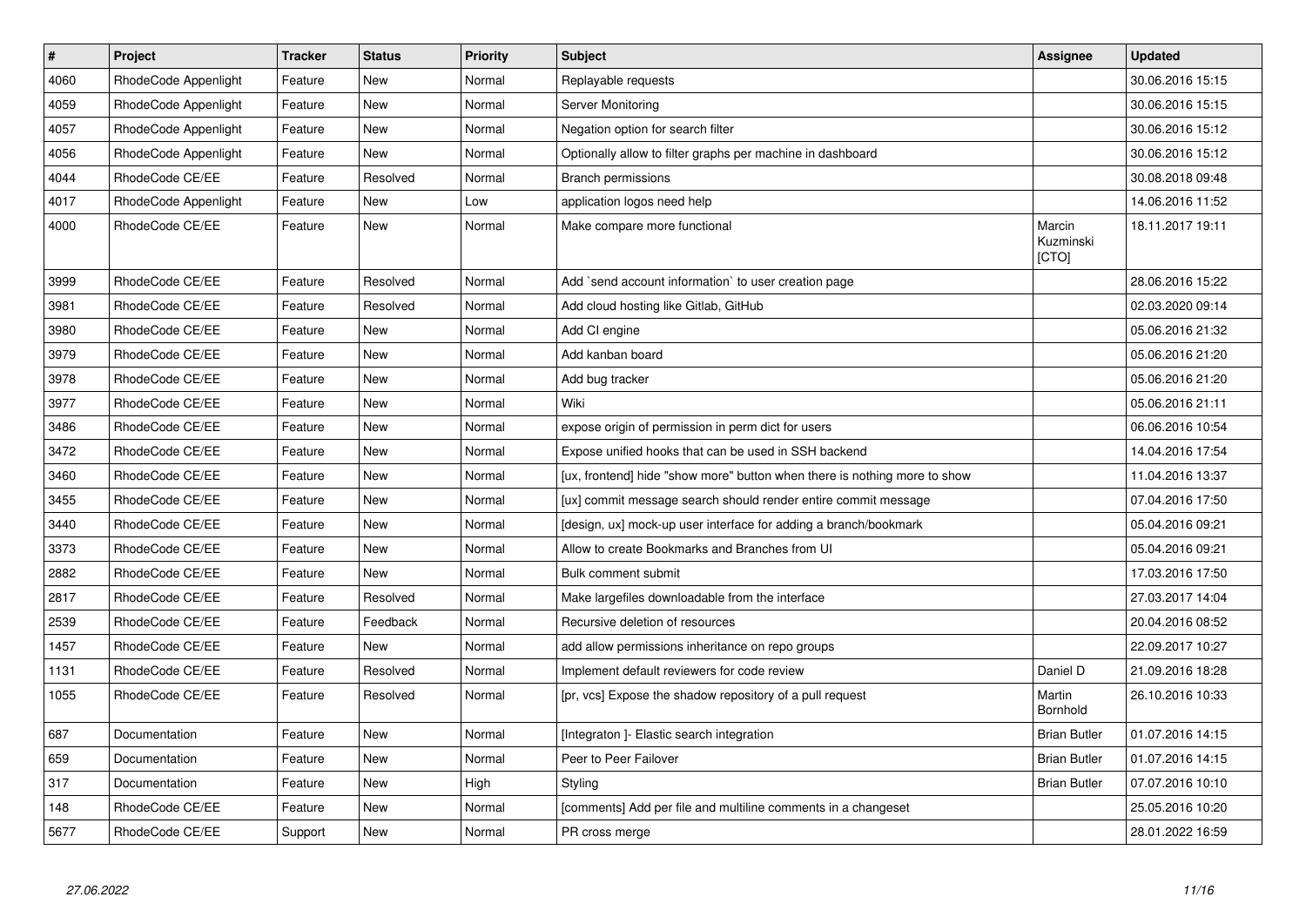| # | Project | Tracker | Status | Priority | Subject | Assignee | Updated |
| --- | --- | --- | --- | --- | --- | --- | --- |
| 4060 | RhodeCode Appenlight | Feature | New | Normal | Replayable requests | | 30.06.2016 15:15 |
| 4059 | RhodeCode Appenlight | Feature | New | Normal | Server Monitoring | | 30.06.2016 15:15 |
| 4057 | RhodeCode Appenlight | Feature | New | Normal | Negation option for search filter | | 30.06.2016 15:12 |
| 4056 | RhodeCode Appenlight | Feature | New | Normal | Optionally allow to filter graphs per machine in dashboard | | 30.06.2016 15:12 |
| 4044 | RhodeCode CE/EE | Feature | Resolved | Normal | Branch permissions | | 30.08.2018 09:48 |
| 4017 | RhodeCode Appenlight | Feature | New | Low | application logos need help | | 14.06.2016 11:52 |
| 4000 | RhodeCode CE/EE | Feature | New | Normal | Make compare more functional | Marcin Kuzminski [CTO] | 18.11.2017 19:11 |
| 3999 | RhodeCode CE/EE | Feature | Resolved | Normal | Add `send account information` to user creation page | | 28.06.2016 15:22 |
| 3981 | RhodeCode CE/EE | Feature | Resolved | Normal | Add cloud hosting like Gitlab, GitHub | | 02.03.2020 09:14 |
| 3980 | RhodeCode CE/EE | Feature | New | Normal | Add CI engine | | 05.06.2016 21:32 |
| 3979 | RhodeCode CE/EE | Feature | New | Normal | Add kanban board | | 05.06.2016 21:20 |
| 3978 | RhodeCode CE/EE | Feature | New | Normal | Add bug tracker | | 05.06.2016 21:20 |
| 3977 | RhodeCode CE/EE | Feature | New | Normal | Wiki | | 05.06.2016 21:11 |
| 3486 | RhodeCode CE/EE | Feature | New | Normal | expose origin of permission in perm dict for users | | 06.06.2016 10:54 |
| 3472 | RhodeCode CE/EE | Feature | New | Normal | Expose unified hooks that can be used in SSH backend | | 14.04.2016 17:54 |
| 3460 | RhodeCode CE/EE | Feature | New | Normal | [ux, frontend] hide "show more" button when there is nothing more to show | | 11.04.2016 13:37 |
| 3455 | RhodeCode CE/EE | Feature | New | Normal | [ux] commit message search should render entire commit message | | 07.04.2016 17:50 |
| 3440 | RhodeCode CE/EE | Feature | New | Normal | [design, ux] mock-up user interface for adding a branch/bookmark | | 05.04.2016 09:21 |
| 3373 | RhodeCode CE/EE | Feature | New | Normal | Allow to create Bookmarks and Branches from UI | | 05.04.2016 09:21 |
| 2882 | RhodeCode CE/EE | Feature | New | Normal | Bulk comment submit | | 17.03.2016 17:50 |
| 2817 | RhodeCode CE/EE | Feature | Resolved | Normal | Make largefiles downloadable from the interface | | 27.03.2017 14:04 |
| 2539 | RhodeCode CE/EE | Feature | Feedback | Normal | Recursive deletion of resources | | 20.04.2016 08:52 |
| 1457 | RhodeCode CE/EE | Feature | New | Normal | add allow permissions inheritance on repo groups | | 22.09.2017 10:27 |
| 1131 | RhodeCode CE/EE | Feature | Resolved | Normal | Implement default reviewers for code review | Daniel D | 21.09.2016 18:28 |
| 1055 | RhodeCode CE/EE | Feature | Resolved | Normal | [pr, vcs] Expose the shadow repository of a pull request | Martin Bornhold | 26.10.2016 10:33 |
| 687 | Documentation | Feature | New | Normal | [Integraton ]- Elastic search integration | Brian Butler | 01.07.2016 14:15 |
| 659 | Documentation | Feature | New | Normal | Peer to Peer Failover | Brian Butler | 01.07.2016 14:15 |
| 317 | Documentation | Feature | New | High | Styling | Brian Butler | 07.07.2016 10:10 |
| 148 | RhodeCode CE/EE | Feature | New | Normal | [comments] Add per file and multiline comments in a changeset | | 25.05.2016 10:20 |
| 5677 | RhodeCode CE/EE | Support | New | Normal | PR cross merge | | 28.01.2022 16:59 |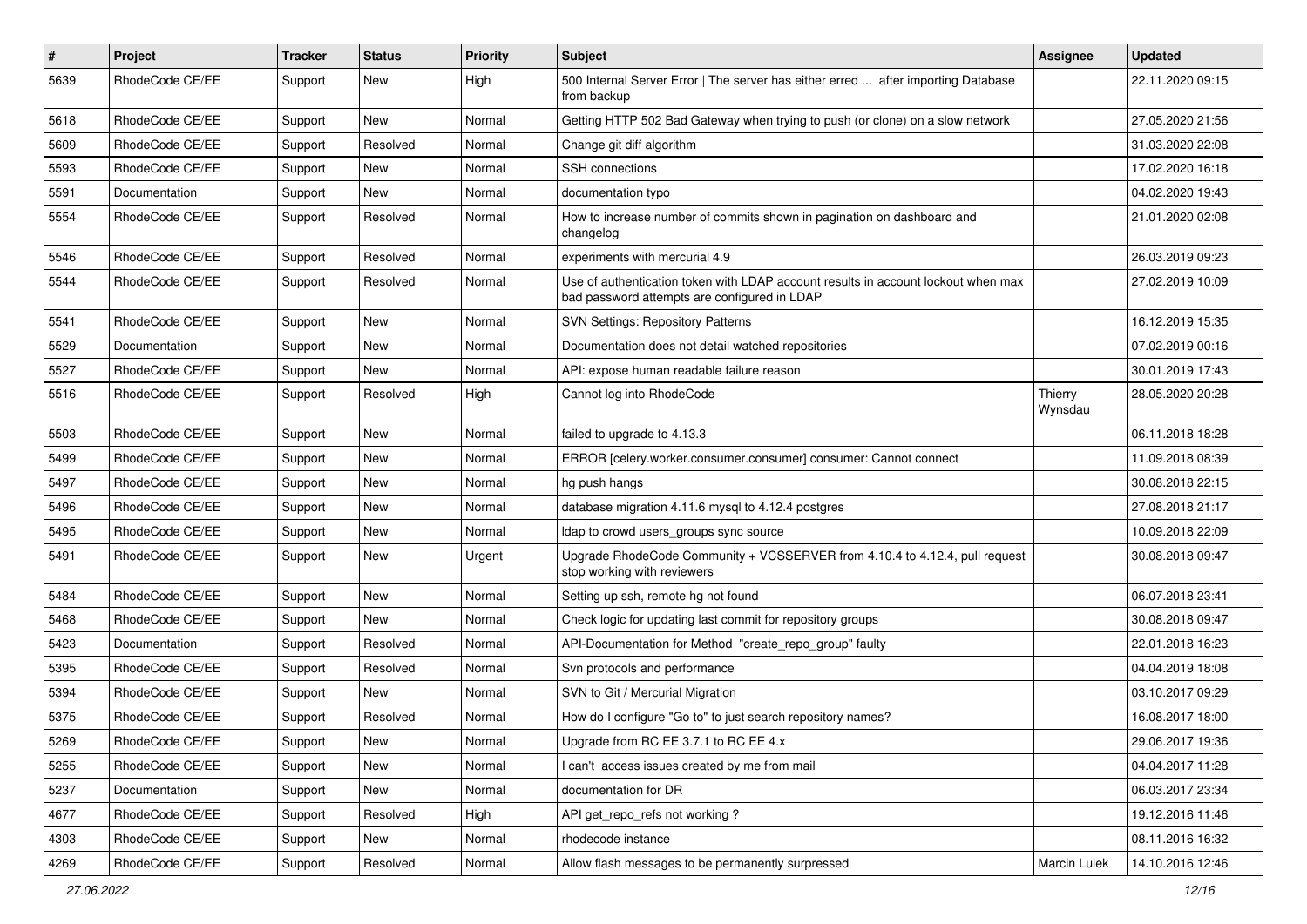| # | Project | Tracker | Status | Priority | Subject | Assignee | Updated |
|---|---|---|---|---|---|---|---|
| 5639 | RhodeCode CE/EE | Support | New | High | 500 Internal Server Error \| The server has either erred ... after importing Database from backup | | 22.11.2020 09:15 |
| 5618 | RhodeCode CE/EE | Support | New | Normal | Getting HTTP 502 Bad Gateway when trying to push (or clone) on a slow network | | 27.05.2020 21:56 |
| 5609 | RhodeCode CE/EE | Support | Resolved | Normal | Change git diff algorithm | | 31.03.2020 22:08 |
| 5593 | RhodeCode CE/EE | Support | New | Normal | SSH connections | | 17.02.2020 16:18 |
| 5591 | Documentation | Support | New | Normal | documentation typo | | 04.02.2020 19:43 |
| 5554 | RhodeCode CE/EE | Support | Resolved | Normal | How to increase number of commits shown in pagination on dashboard and changelog | | 21.01.2020 02:08 |
| 5546 | RhodeCode CE/EE | Support | Resolved | Normal | experiments with mercurial 4.9 | | 26.03.2019 09:23 |
| 5544 | RhodeCode CE/EE | Support | Resolved | Normal | Use of authentication token with LDAP account results in account lockout when max bad password attempts are configured in LDAP | | 27.02.2019 10:09 |
| 5541 | RhodeCode CE/EE | Support | New | Normal | SVN Settings: Repository Patterns | | 16.12.2019 15:35 |
| 5529 | Documentation | Support | New | Normal | Documentation does not detail watched repositories | | 07.02.2019 00:16 |
| 5527 | RhodeCode CE/EE | Support | New | Normal | API: expose human readable failure reason | | 30.01.2019 17:43 |
| 5516 | RhodeCode CE/EE | Support | Resolved | High | Cannot log into RhodeCode | Thierry Wynsdau | 28.05.2020 20:28 |
| 5503 | RhodeCode CE/EE | Support | New | Normal | failed to upgrade to 4.13.3 | | 06.11.2018 18:28 |
| 5499 | RhodeCode CE/EE | Support | New | Normal | ERROR [celery.worker.consumer.consumer] consumer: Cannot connect | | 11.09.2018 08:39 |
| 5497 | RhodeCode CE/EE | Support | New | Normal | hg push hangs | | 30.08.2018 22:15 |
| 5496 | RhodeCode CE/EE | Support | New | Normal | database migration 4.11.6 mysql to 4.12.4 postgres | | 27.08.2018 21:17 |
| 5495 | RhodeCode CE/EE | Support | New | Normal | ldap to crowd users_groups sync source | | 10.09.2018 22:09 |
| 5491 | RhodeCode CE/EE | Support | New | Urgent | Upgrade RhodeCode Community + VCSSERVER from 4.10.4 to 4.12.4, pull request stop working with reviewers | | 30.08.2018 09:47 |
| 5484 | RhodeCode CE/EE | Support | New | Normal | Setting up ssh, remote hg not found | | 06.07.2018 23:41 |
| 5468 | RhodeCode CE/EE | Support | New | Normal | Check logic for updating last commit for repository groups | | 30.08.2018 09:47 |
| 5423 | Documentation | Support | Resolved | Normal | API-Documentation for Method "create_repo_group" faulty | | 22.01.2018 16:23 |
| 5395 | RhodeCode CE/EE | Support | Resolved | Normal | Svn protocols and performance | | 04.04.2019 18:08 |
| 5394 | RhodeCode CE/EE | Support | New | Normal | SVN to Git / Mercurial Migration | | 03.10.2017 09:29 |
| 5375 | RhodeCode CE/EE | Support | Resolved | Normal | How do I configure "Go to" to just search repository names? | | 16.08.2017 18:00 |
| 5269 | RhodeCode CE/EE | Support | New | Normal | Upgrade from RC EE 3.7.1 to RC EE 4.x | | 29.06.2017 19:36 |
| 5255 | RhodeCode CE/EE | Support | New | Normal | I can't access issues created by me from mail | | 04.04.2017 11:28 |
| 5237 | Documentation | Support | New | Normal | documentation for DR | | 06.03.2017 23:34 |
| 4677 | RhodeCode CE/EE | Support | Resolved | High | API get_repo_refs not working ? | | 19.12.2016 11:46 |
| 4303 | RhodeCode CE/EE | Support | New | Normal | rhodecode instance | | 08.11.2016 16:32 |
| 4269 | RhodeCode CE/EE | Support | Resolved | Normal | Allow flash messages to be permanently surpressed | Marcin Lulek | 14.10.2016 12:46 |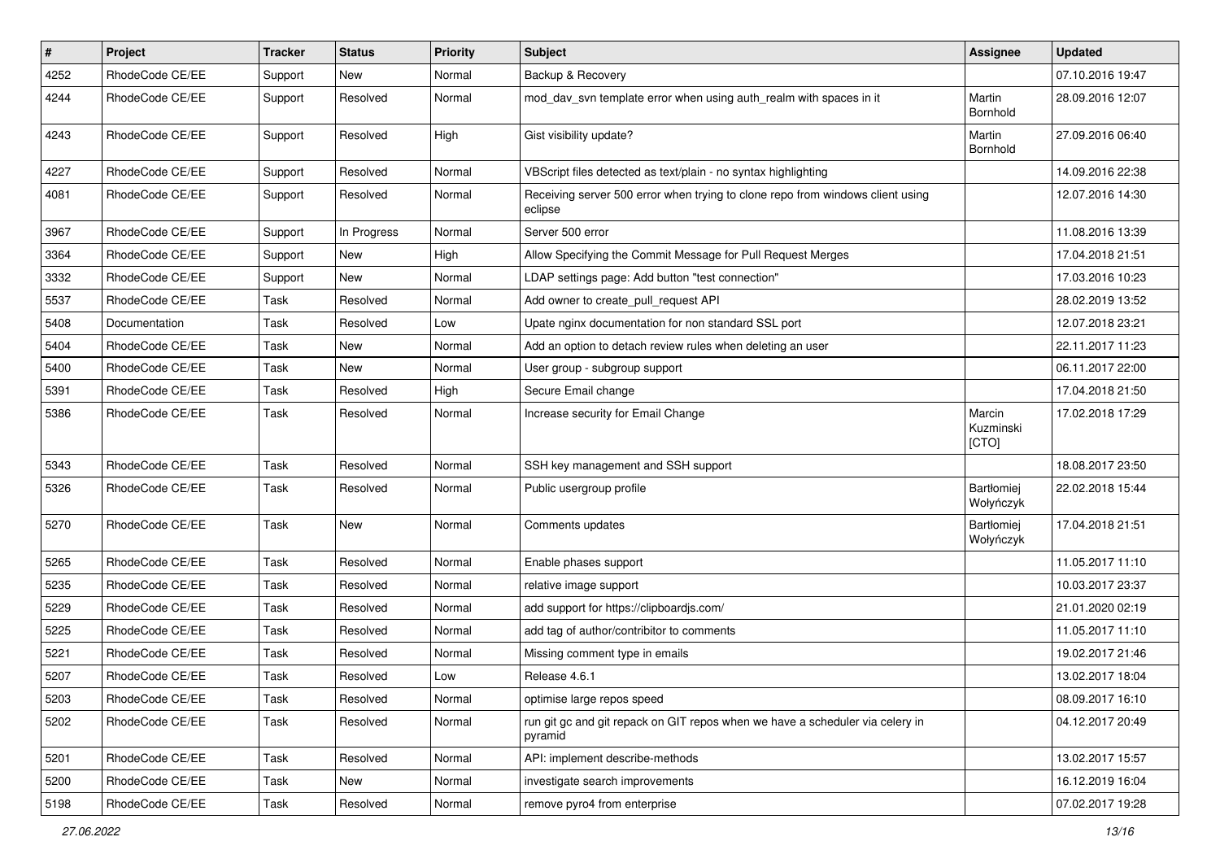| # | Project | Tracker | Status | Priority | Subject | Assignee | Updated |
|---|---|---|---|---|---|---|---|
| 4252 | RhodeCode CE/EE | Support | New | Normal | Backup & Recovery | | 07.10.2016 19:47 |
| 4244 | RhodeCode CE/EE | Support | Resolved | Normal | mod_dav_svn template error when using auth_realm with spaces in it | Martin Bornhold | 28.09.2016 12:07 |
| 4243 | RhodeCode CE/EE | Support | Resolved | High | Gist visibility update? | Martin Bornhold | 27.09.2016 06:40 |
| 4227 | RhodeCode CE/EE | Support | Resolved | Normal | VBScript files detected as text/plain - no syntax highlighting | | 14.09.2016 22:38 |
| 4081 | RhodeCode CE/EE | Support | Resolved | Normal | Receiving server 500 error when trying to clone repo from windows client using eclipse | | 12.07.2016 14:30 |
| 3967 | RhodeCode CE/EE | Support | In Progress | Normal | Server 500 error | | 11.08.2016 13:39 |
| 3364 | RhodeCode CE/EE | Support | New | High | Allow Specifying the Commit Message for Pull Request Merges | | 17.04.2018 21:51 |
| 3332 | RhodeCode CE/EE | Support | New | Normal | LDAP settings page: Add button "test connection" | | 17.03.2016 10:23 |
| 5537 | RhodeCode CE/EE | Task | Resolved | Normal | Add owner to create_pull_request API | | 28.02.2019 13:52 |
| 5408 | Documentation | Task | Resolved | Low | Upate nginx documentation for non standard SSL port | | 12.07.2018 23:21 |
| 5404 | RhodeCode CE/EE | Task | New | Normal | Add an option to detach review rules when deleting an user | | 22.11.2017 11:23 |
| 5400 | RhodeCode CE/EE | Task | New | Normal | User group - subgroup support | | 06.11.2017 22:00 |
| 5391 | RhodeCode CE/EE | Task | Resolved | High | Secure Email change | | 17.04.2018 21:50 |
| 5386 | RhodeCode CE/EE | Task | Resolved | Normal | Increase security for Email Change | Marcin Kuzminski [CTO] | 17.02.2018 17:29 |
| 5343 | RhodeCode CE/EE | Task | Resolved | Normal | SSH key management and SSH support | | 18.08.2017 23:50 |
| 5326 | RhodeCode CE/EE | Task | Resolved | Normal | Public usergroup profile | Bartłomiej Wołyńczyk | 22.02.2018 15:44 |
| 5270 | RhodeCode CE/EE | Task | New | Normal | Comments updates | Bartłomiej Wołyńczyk | 17.04.2018 21:51 |
| 5265 | RhodeCode CE/EE | Task | Resolved | Normal | Enable phases support | | 11.05.2017 11:10 |
| 5235 | RhodeCode CE/EE | Task | Resolved | Normal | relative image support | | 10.03.2017 23:37 |
| 5229 | RhodeCode CE/EE | Task | Resolved | Normal | add support for https://clipboardjs.com/ | | 21.01.2020 02:19 |
| 5225 | RhodeCode CE/EE | Task | Resolved | Normal | add tag of author/contribitor to comments | | 11.05.2017 11:10 |
| 5221 | RhodeCode CE/EE | Task | Resolved | Normal | Missing comment type in emails | | 19.02.2017 21:46 |
| 5207 | RhodeCode CE/EE | Task | Resolved | Low | Release 4.6.1 | | 13.02.2017 18:04 |
| 5203 | RhodeCode CE/EE | Task | Resolved | Normal | optimise large repos speed | | 08.09.2017 16:10 |
| 5202 | RhodeCode CE/EE | Task | Resolved | Normal | run git gc and git repack on GIT repos when we have a scheduler via celery in pyramid | | 04.12.2017 20:49 |
| 5201 | RhodeCode CE/EE | Task | Resolved | Normal | API: implement describe-methods | | 13.02.2017 15:57 |
| 5200 | RhodeCode CE/EE | Task | New | Normal | investigate search improvements | | 16.12.2019 16:04 |
| 5198 | RhodeCode CE/EE | Task | Resolved | Normal | remove pyro4 from enterprise | | 07.02.2017 19:28 |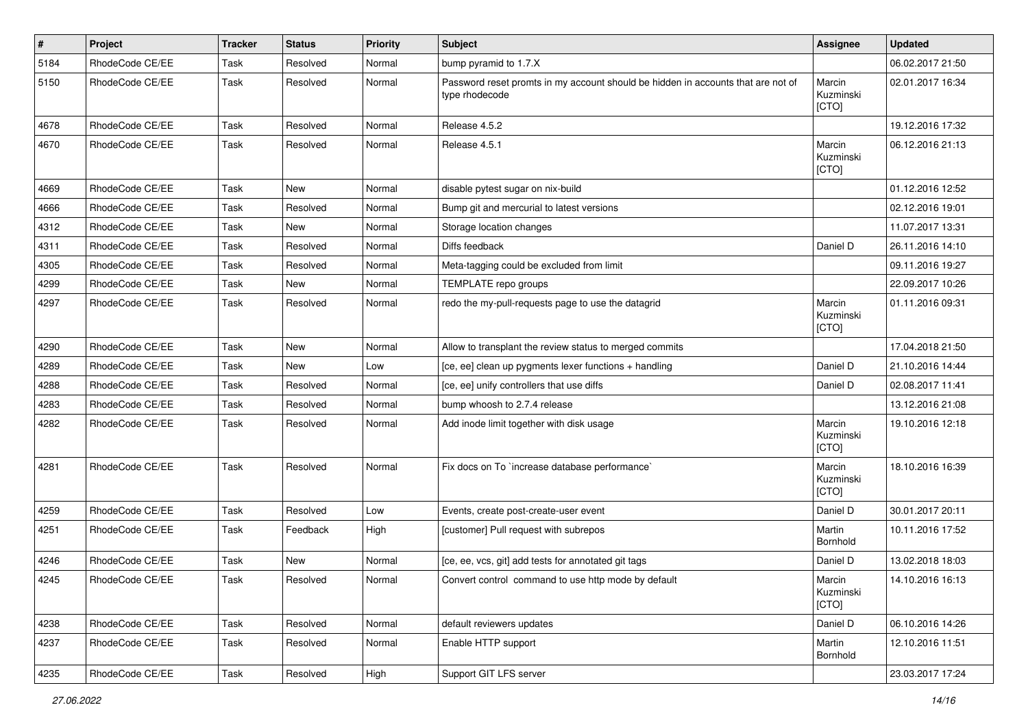| # | Project | Tracker | Status | Priority | Subject | Assignee | Updated |
| --- | --- | --- | --- | --- | --- | --- | --- |
| 5184 | RhodeCode CE/EE | Task | Resolved | Normal | bump pyramid to 1.7.X | | 06.02.2017 21:50 |
| 5150 | RhodeCode CE/EE | Task | Resolved | Normal | Password reset promts in my account should be hidden in accounts that are not of type rhodecode | Marcin Kuzminski [CTO] | 02.01.2017 16:34 |
| 4678 | RhodeCode CE/EE | Task | Resolved | Normal | Release 4.5.2 | | 19.12.2016 17:32 |
| 4670 | RhodeCode CE/EE | Task | Resolved | Normal | Release 4.5.1 | Marcin Kuzminski [CTO] | 06.12.2016 21:13 |
| 4669 | RhodeCode CE/EE | Task | New | Normal | disable pytest sugar on nix-build | | 01.12.2016 12:52 |
| 4666 | RhodeCode CE/EE | Task | Resolved | Normal | Bump git and mercurial to latest versions | | 02.12.2016 19:01 |
| 4312 | RhodeCode CE/EE | Task | New | Normal | Storage location changes | | 11.07.2017 13:31 |
| 4311 | RhodeCode CE/EE | Task | Resolved | Normal | Diffs feedback | Daniel D | 26.11.2016 14:10 |
| 4305 | RhodeCode CE/EE | Task | Resolved | Normal | Meta-tagging could be excluded from limit | | 09.11.2016 19:27 |
| 4299 | RhodeCode CE/EE | Task | New | Normal | TEMPLATE repo groups | | 22.09.2017 10:26 |
| 4297 | RhodeCode CE/EE | Task | Resolved | Normal | redo the my-pull-requests page to use the datagrid | Marcin Kuzminski [CTO] | 01.11.2016 09:31 |
| 4290 | RhodeCode CE/EE | Task | New | Normal | Allow to transplant the review status to merged commits | | 17.04.2018 21:50 |
| 4289 | RhodeCode CE/EE | Task | New | Low | [ce, ee] clean up pygments lexer functions + handling | Daniel D | 21.10.2016 14:44 |
| 4288 | RhodeCode CE/EE | Task | Resolved | Normal | [ce, ee] unify controllers that use diffs | Daniel D | 02.08.2017 11:41 |
| 4283 | RhodeCode CE/EE | Task | Resolved | Normal | bump whoosh to 2.7.4 release | | 13.12.2016 21:08 |
| 4282 | RhodeCode CE/EE | Task | Resolved | Normal | Add inode limit together with disk usage | Marcin Kuzminski [CTO] | 19.10.2016 12:18 |
| 4281 | RhodeCode CE/EE | Task | Resolved | Normal | Fix docs on To `increase database performance` | Marcin Kuzminski [CTO] | 18.10.2016 16:39 |
| 4259 | RhodeCode CE/EE | Task | Resolved | Low | Events, create post-create-user event | Daniel D | 30.01.2017 20:11 |
| 4251 | RhodeCode CE/EE | Task | Feedback | High | [customer] Pull request with subrepos | Martin Bornhold | 10.11.2016 17:52 |
| 4246 | RhodeCode CE/EE | Task | New | Normal | [ce, ee, vcs, git] add tests for annotated git tags | Daniel D | 13.02.2018 18:03 |
| 4245 | RhodeCode CE/EE | Task | Resolved | Normal | Convert control command to use http mode by default | Marcin Kuzminski [CTO] | 14.10.2016 16:13 |
| 4238 | RhodeCode CE/EE | Task | Resolved | Normal | default reviewers updates | Daniel D | 06.10.2016 14:26 |
| 4237 | RhodeCode CE/EE | Task | Resolved | Normal | Enable HTTP support | Martin Bornhold | 12.10.2016 11:51 |
| 4235 | RhodeCode CE/EE | Task | Resolved | High | Support GIT LFS server | | 23.03.2017 17:24 |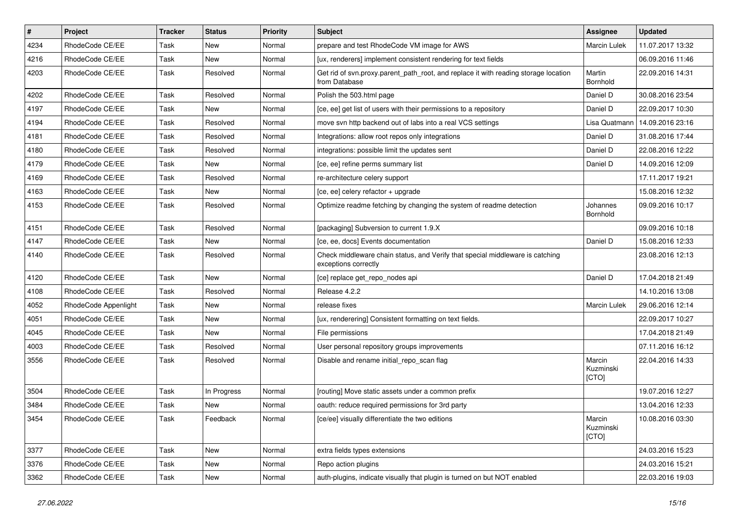| # | Project | Tracker | Status | Priority | Subject | Assignee | Updated |
|---|---|---|---|---|---|---|---|
| 4234 | RhodeCode CE/EE | Task | New | Normal | prepare and test RhodeCode VM image for AWS | Marcin Lulek | 11.07.2017 13:32 |
| 4216 | RhodeCode CE/EE | Task | New | Normal | [ux, renderers] implement consistent rendering for text fields | | 06.09.2016 11:46 |
| 4203 | RhodeCode CE/EE | Task | Resolved | Normal | Get rid of svn.proxy.parent_path_root, and replace it with reading storage location from Database | Martin Bornhold | 22.09.2016 14:31 |
| 4202 | RhodeCode CE/EE | Task | Resolved | Normal | Polish the 503.html page | Daniel D | 30.08.2016 23:54 |
| 4197 | RhodeCode CE/EE | Task | New | Normal | [ce, ee] get list of users with their permissions to a repository | Daniel D | 22.09.2017 10:30 |
| 4194 | RhodeCode CE/EE | Task | Resolved | Normal | move svn http backend out of labs into a real VCS settings | Lisa Quatmann | 14.09.2016 23:16 |
| 4181 | RhodeCode CE/EE | Task | Resolved | Normal | Integrations: allow root repos only integrations | Daniel D | 31.08.2016 17:44 |
| 4180 | RhodeCode CE/EE | Task | Resolved | Normal | integrations: possible limit the updates sent | Daniel D | 22.08.2016 12:22 |
| 4179 | RhodeCode CE/EE | Task | New | Normal | [ce, ee] refine perms summary list | Daniel D | 14.09.2016 12:09 |
| 4169 | RhodeCode CE/EE | Task | Resolved | Normal | re-architecture celery support | | 17.11.2017 19:21 |
| 4163 | RhodeCode CE/EE | Task | New | Normal | [ce, ee] celery refactor + upgrade | | 15.08.2016 12:32 |
| 4153 | RhodeCode CE/EE | Task | Resolved | Normal | Optimize readme fetching by changing the system of readme detection | Johannes Bornhold | 09.09.2016 10:17 |
| 4151 | RhodeCode CE/EE | Task | Resolved | Normal | [packaging] Subversion to current 1.9.X | | 09.09.2016 10:18 |
| 4147 | RhodeCode CE/EE | Task | New | Normal | [ce, ee, docs] Events documentation | Daniel D | 15.08.2016 12:33 |
| 4140 | RhodeCode CE/EE | Task | Resolved | Normal | Check middleware chain status, and Verify that special middleware is catching exceptions correctly | | 23.08.2016 12:13 |
| 4120 | RhodeCode CE/EE | Task | New | Normal | [ce] replace get_repo_nodes api | Daniel D | 17.04.2018 21:49 |
| 4108 | RhodeCode CE/EE | Task | Resolved | Normal | Release 4.2.2 | | 14.10.2016 13:08 |
| 4052 | RhodeCode Appenlight | Task | New | Normal | release fixes | Marcin Lulek | 29.06.2016 12:14 |
| 4051 | RhodeCode CE/EE | Task | New | Normal | [ux, renderering] Consistent formatting on text fields. | | 22.09.2017 10:27 |
| 4045 | RhodeCode CE/EE | Task | New | Normal | File permissions | | 17.04.2018 21:49 |
| 4003 | RhodeCode CE/EE | Task | Resolved | Normal | User personal repository groups improvements | | 07.11.2016 16:12 |
| 3556 | RhodeCode CE/EE | Task | Resolved | Normal | Disable and rename initial_repo_scan flag | Marcin Kuzminski [CTO] | 22.04.2016 14:33 |
| 3504 | RhodeCode CE/EE | Task | In Progress | Normal | [routing] Move static assets under a common prefix | | 19.07.2016 12:27 |
| 3484 | RhodeCode CE/EE | Task | New | Normal | oauth: reduce required permissions for 3rd party | | 13.04.2016 12:33 |
| 3454 | RhodeCode CE/EE | Task | Feedback | Normal | [ce/ee] visually differentiate the two editions | Marcin Kuzminski [CTO] | 10.08.2016 03:30 |
| 3377 | RhodeCode CE/EE | Task | New | Normal | extra fields types extensions | | 24.03.2016 15:23 |
| 3376 | RhodeCode CE/EE | Task | New | Normal | Repo action plugins | | 24.03.2016 15:21 |
| 3362 | RhodeCode CE/EE | Task | New | Normal | auth-plugins, indicate visually that plugin is turned on but NOT enabled | | 22.03.2016 19:03 |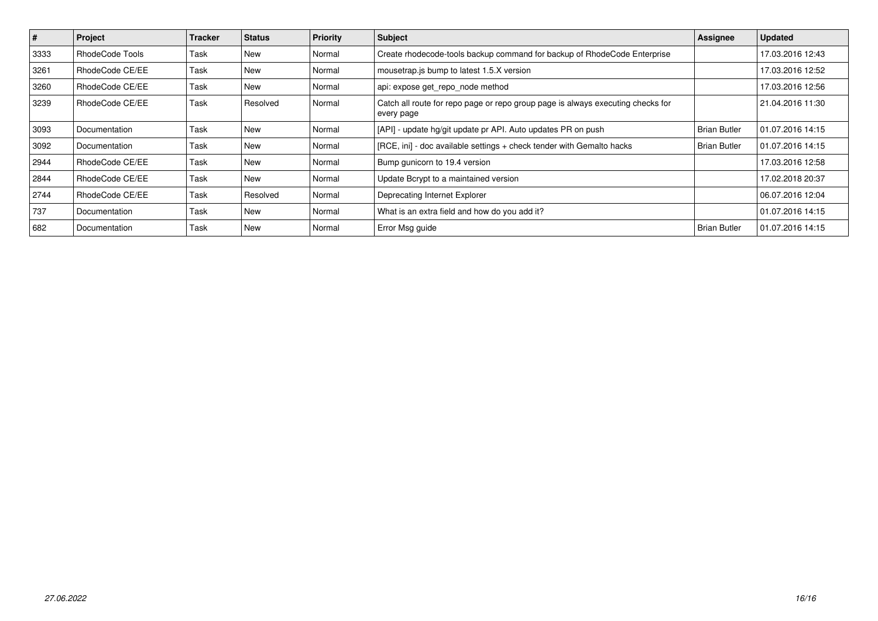| # | Project | Tracker | Status | Priority | Subject | Assignee | Updated |
|---|---|---|---|---|---|---|---|
| 3333 | RhodeCode Tools | Task | New | Normal | Create rhodecode-tools backup command for backup of RhodeCode Enterprise | | 17.03.2016 12:43 |
| 3261 | RhodeCode CE/EE | Task | New | Normal | mousetrap.js bump to latest 1.5.X version | | 17.03.2016 12:52 |
| 3260 | RhodeCode CE/EE | Task | New | Normal | api: expose get_repo_node method | | 17.03.2016 12:56 |
| 3239 | RhodeCode CE/EE | Task | Resolved | Normal | Catch all route for repo page or repo group page is always executing checks for every page | | 21.04.2016 11:30 |
| 3093 | Documentation | Task | New | Normal | [API] - update hg/git update pr API. Auto updates PR on push | Brian Butler | 01.07.2016 14:15 |
| 3092 | Documentation | Task | New | Normal | [RCE, ini] - doc available settings + check tender with Gemalto hacks | Brian Butler | 01.07.2016 14:15 |
| 2944 | RhodeCode CE/EE | Task | New | Normal | Bump gunicorn to 19.4 version | | 17.03.2016 12:58 |
| 2844 | RhodeCode CE/EE | Task | New | Normal | Update Bcrypt to a maintained version | | 17.02.2018 20:37 |
| 2744 | RhodeCode CE/EE | Task | Resolved | Normal | Deprecating Internet Explorer | | 06.07.2016 12:04 |
| 737 | Documentation | Task | New | Normal | What is an extra field and how do you add it? | | 01.07.2016 14:15 |
| 682 | Documentation | Task | New | Normal | Error Msg guide | Brian Butler | 01.07.2016 14:15 |